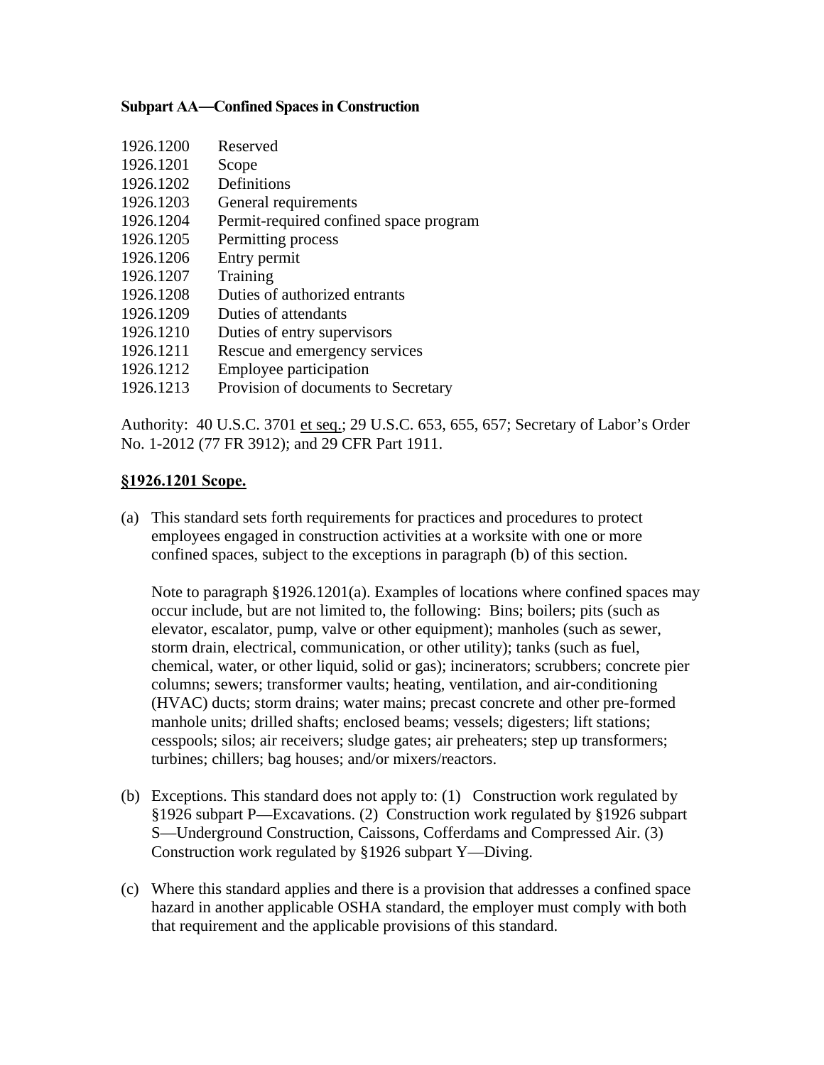## Subpart AA—Confined Spaces in Construction

| | |
|---|---|
| 1926.1200 | Reserved |
| 1926.1201 | Scope |
| 1926.1202 | Definitions |
| 1926.1203 | General requirements |
| 1926.1204 | Permit-required confined space program |
| 1926.1205 | Permitting process |
| 1926.1206 | Entry permit |
| 1926.1207 | Training |
| 1926.1208 | Duties of authorized entrants |
| 1926.1209 | Duties of attendants |
| 1926.1210 | Duties of entry supervisors |
| 1926.1211 | Rescue and emergency services |
| 1926.1212 | Employee participation |
| 1926.1213 | Provision of documents to Secretary |

Authority: 40 U.S.C. 3701 et seq.; 29 U.S.C. 653, 655, 657; Secretary of Labor's Order No. 1-2012 (77 FR 3912); and 29 CFR Part 1911.

### §1926.1201 Scope.

(a) This standard sets forth requirements for practices and procedures to protect employees engaged in construction activities at a worksite with one or more confined spaces, subject to the exceptions in paragraph (b) of this section.

Note to paragraph §1926.1201(a). Examples of locations where confined spaces may occur include, but are not limited to, the following: Bins; boilers; pits (such as elevator, escalator, pump, valve or other equipment); manholes (such as sewer, storm drain, electrical, communication, or other utility); tanks (such as fuel, chemical, water, or other liquid, solid or gas); incinerators; scrubbers; concrete pier columns; sewers; transformer vaults; heating, ventilation, and air-conditioning (HVAC) ducts; storm drains; water mains; precast concrete and other pre-formed manhole units; drilled shafts; enclosed beams; vessels; digesters; lift stations; cesspools; silos; air receivers; sludge gates; air preheaters; step up transformers; turbines; chillers; bag houses; and/or mixers/reactors.

(b) Exceptions. This standard does not apply to: (1) Construction work regulated by §1926 subpart P—Excavations. (2) Construction work regulated by §1926 subpart S—Underground Construction, Caissons, Cofferdams and Compressed Air. (3) Construction work regulated by §1926 subpart Y—Diving.

(c) Where this standard applies and there is a provision that addresses a confined space hazard in another applicable OSHA standard, the employer must comply with both that requirement and the applicable provisions of this standard.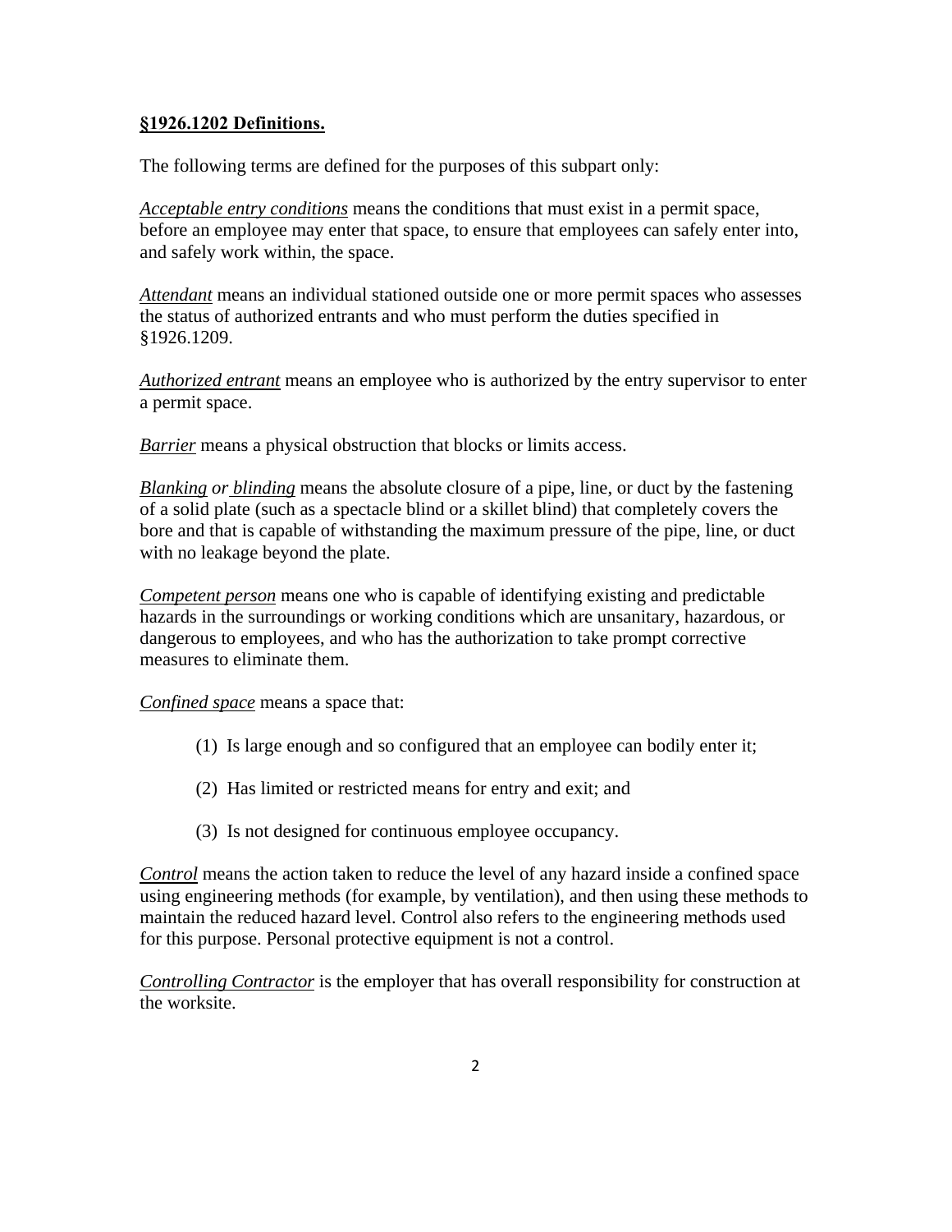## §1926.1202 Definitions.

The following terms are defined for the purposes of this subpart only:

*Acceptable entry conditions* means the conditions that must exist in a permit space, before an employee may enter that space, to ensure that employees can safely enter into, and safely work within, the space.

*Attendant* means an individual stationed outside one or more permit spaces who assesses the status of authorized entrants and who must perform the duties specified in §1926.1209.

*Authorized entrant* means an employee who is authorized by the entry supervisor to enter a permit space.

*Barrier* means a physical obstruction that blocks or limits access.

*Blanking or blinding* means the absolute closure of a pipe, line, or duct by the fastening of a solid plate (such as a spectacle blind or a skillet blind) that completely covers the bore and that is capable of withstanding the maximum pressure of the pipe, line, or duct with no leakage beyond the plate.

*Competent person* means one who is capable of identifying existing and predictable hazards in the surroundings or working conditions which are unsanitary, hazardous, or dangerous to employees, and who has the authorization to take prompt corrective measures to eliminate them.

*Confined space* means a space that:

(1) Is large enough and so configured that an employee can bodily enter it;

(2) Has limited or restricted means for entry and exit; and

(3) Is not designed for continuous employee occupancy.

*Control* means the action taken to reduce the level of any hazard inside a confined space using engineering methods (for example, by ventilation), and then using these methods to maintain the reduced hazard level. Control also refers to the engineering methods used for this purpose. Personal protective equipment is not a control.

*Controlling Contractor* is the employer that has overall responsibility for construction at the worksite.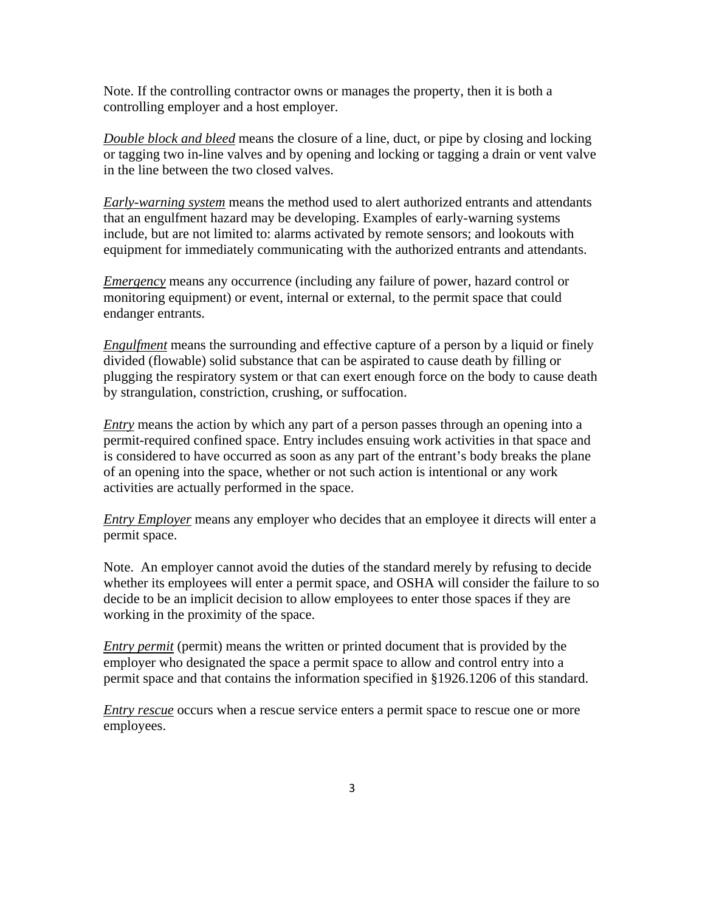Note. If the controlling contractor owns or manages the property, then it is both a controlling employer and a host employer.

*Double block and bleed* means the closure of a line, duct, or pipe by closing and locking or tagging two in-line valves and by opening and locking or tagging a drain or vent valve in the line between the two closed valves.

*Early-warning system* means the method used to alert authorized entrants and attendants that an engulfment hazard may be developing. Examples of early-warning systems include, but are not limited to: alarms activated by remote sensors; and lookouts with equipment for immediately communicating with the authorized entrants and attendants.

*Emergency* means any occurrence (including any failure of power, hazard control or monitoring equipment) or event, internal or external, to the permit space that could endanger entrants.

*Engulfment* means the surrounding and effective capture of a person by a liquid or finely divided (flowable) solid substance that can be aspirated to cause death by filling or plugging the respiratory system or that can exert enough force on the body to cause death by strangulation, constriction, crushing, or suffocation.

*Entry* means the action by which any part of a person passes through an opening into a permit-required confined space. Entry includes ensuing work activities in that space and is considered to have occurred as soon as any part of the entrant's body breaks the plane of an opening into the space, whether or not such action is intentional or any work activities are actually performed in the space.

*Entry Employer* means any employer who decides that an employee it directs will enter a permit space.

Note. An employer cannot avoid the duties of the standard merely by refusing to decide whether its employees will enter a permit space, and OSHA will consider the failure to so decide to be an implicit decision to allow employees to enter those spaces if they are working in the proximity of the space.

*Entry permit* (permit) means the written or printed document that is provided by the employer who designated the space a permit space to allow and control entry into a permit space and that contains the information specified in §1926.1206 of this standard.

*Entry rescue* occurs when a rescue service enters a permit space to rescue one or more employees.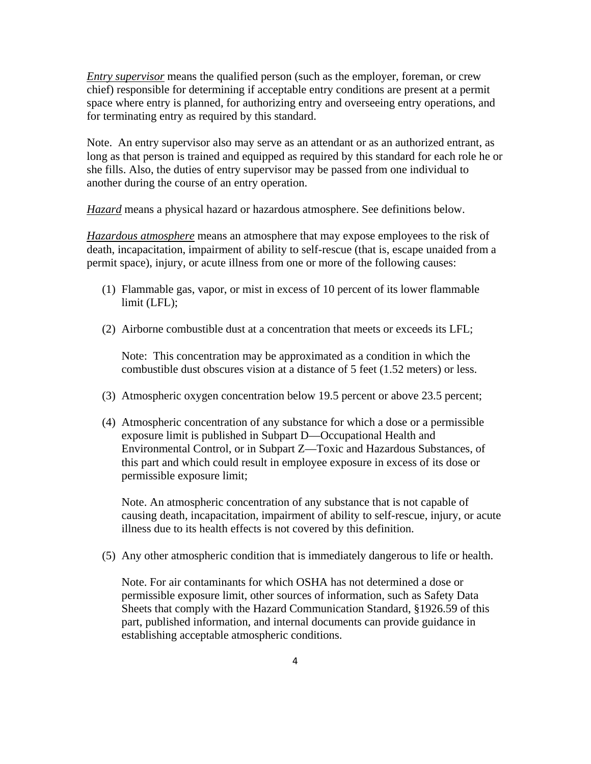*Entry supervisor* means the qualified person (such as the employer, foreman, or crew chief) responsible for determining if acceptable entry conditions are present at a permit space where entry is planned, for authorizing entry and overseeing entry operations, and for terminating entry as required by this standard.

Note. An entry supervisor also may serve as an attendant or as an authorized entrant, as long as that person is trained and equipped as required by this standard for each role he or she fills. Also, the duties of entry supervisor may be passed from one individual to another during the course of an entry operation.

*Hazard* means a physical hazard or hazardous atmosphere. See definitions below.

*Hazardous atmosphere* means an atmosphere that may expose employees to the risk of death, incapacitation, impairment of ability to self-rescue (that is, escape unaided from a permit space), injury, or acute illness from one or more of the following causes:

(1) Flammable gas, vapor, or mist in excess of 10 percent of its lower flammable limit (LFL);

(2) Airborne combustible dust at a concentration that meets or exceeds its LFL;

   Note: This concentration may be approximated as a condition in which the combustible dust obscures vision at a distance of 5 feet (1.52 meters) or less.

(3) Atmospheric oxygen concentration below 19.5 percent or above 23.5 percent;

(4) Atmospheric concentration of any substance for which a dose or a permissible exposure limit is published in Subpart D—Occupational Health and Environmental Control, or in Subpart Z—Toxic and Hazardous Substances, of this part and which could result in employee exposure in excess of its dose or permissible exposure limit;

   Note. An atmospheric concentration of any substance that is not capable of causing death, incapacitation, impairment of ability to self-rescue, injury, or acute illness due to its health effects is not covered by this definition.

(5) Any other atmospheric condition that is immediately dangerous to life or health.

   Note. For air contaminants for which OSHA has not determined a dose or permissible exposure limit, other sources of information, such as Safety Data Sheets that comply with the Hazard Communication Standard, §1926.59 of this part, published information, and internal documents can provide guidance in establishing acceptable atmospheric conditions.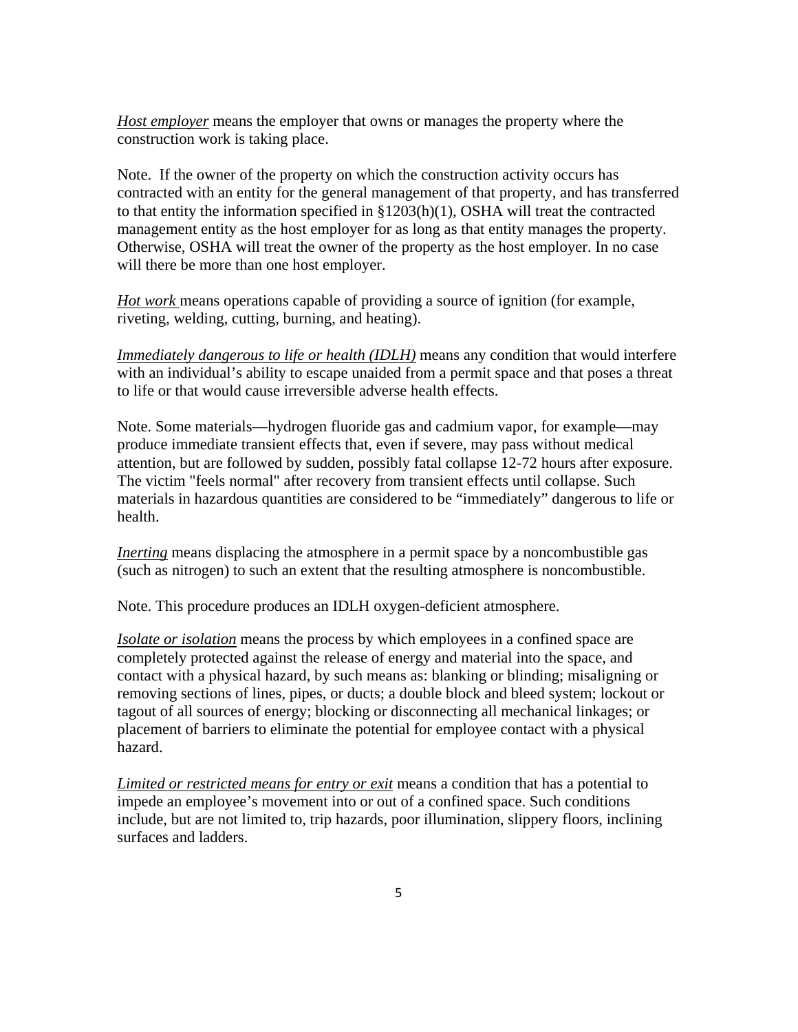*Host employer* means the employer that owns or manages the property where the construction work is taking place.

Note. If the owner of the property on which the construction activity occurs has contracted with an entity for the general management of that property, and has transferred to that entity the information specified in §1203(h)(1), OSHA will treat the contracted management entity as the host employer for as long as that entity manages the property. Otherwise, OSHA will treat the owner of the property as the host employer. In no case will there be more than one host employer.

*Hot work* means operations capable of providing a source of ignition (for example, riveting, welding, cutting, burning, and heating).

*Immediately dangerous to life or health (IDLH)* means any condition that would interfere with an individual's ability to escape unaided from a permit space and that poses a threat to life or that would cause irreversible adverse health effects.

Note. Some materials—hydrogen fluoride gas and cadmium vapor, for example—may produce immediate transient effects that, even if severe, may pass without medical attention, but are followed by sudden, possibly fatal collapse 12-72 hours after exposure. The victim "feels normal" after recovery from transient effects until collapse. Such materials in hazardous quantities are considered to be "immediately" dangerous to life or health.

*Inerting* means displacing the atmosphere in a permit space by a noncombustible gas (such as nitrogen) to such an extent that the resulting atmosphere is noncombustible.

Note. This procedure produces an IDLH oxygen-deficient atmosphere.

*Isolate or isolation* means the process by which employees in a confined space are completely protected against the release of energy and material into the space, and contact with a physical hazard, by such means as: blanking or blinding; misaligning or removing sections of lines, pipes, or ducts; a double block and bleed system; lockout or tagout of all sources of energy; blocking or disconnecting all mechanical linkages; or placement of barriers to eliminate the potential for employee contact with a physical hazard.

*Limited or restricted means for entry or exit* means a condition that has a potential to impede an employee's movement into or out of a confined space. Such conditions include, but are not limited to, trip hazards, poor illumination, slippery floors, inclining surfaces and ladders.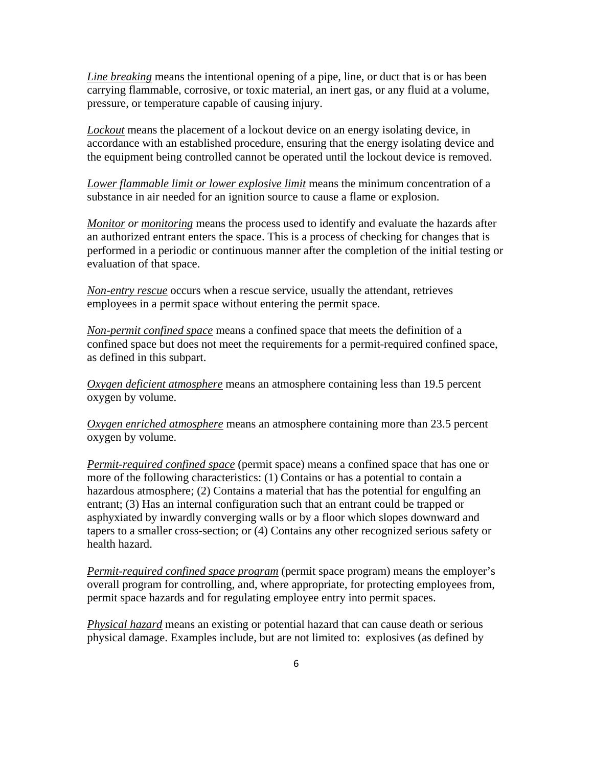*Line breaking* means the intentional opening of a pipe, line, or duct that is or has been carrying flammable, corrosive, or toxic material, an inert gas, or any fluid at a volume, pressure, or temperature capable of causing injury.

*Lockout* means the placement of a lockout device on an energy isolating device, in accordance with an established procedure, ensuring that the energy isolating device and the equipment being controlled cannot be operated until the lockout device is removed.

*Lower flammable limit or lower explosive limit* means the minimum concentration of a substance in air needed for an ignition source to cause a flame or explosion.

*Monitor* or *monitoring* means the process used to identify and evaluate the hazards after an authorized entrant enters the space. This is a process of checking for changes that is performed in a periodic or continuous manner after the completion of the initial testing or evaluation of that space.

*Non-entry rescue* occurs when a rescue service, usually the attendant, retrieves employees in a permit space without entering the permit space.

*Non-permit confined space* means a confined space that meets the definition of a confined space but does not meet the requirements for a permit-required confined space, as defined in this subpart.

*Oxygen deficient atmosphere* means an atmosphere containing less than 19.5 percent oxygen by volume.

*Oxygen enriched atmosphere* means an atmosphere containing more than 23.5 percent oxygen by volume.

*Permit-required confined space* (permit space) means a confined space that has one or more of the following characteristics: (1) Contains or has a potential to contain a hazardous atmosphere; (2) Contains a material that has the potential for engulfing an entrant; (3) Has an internal configuration such that an entrant could be trapped or asphyxiated by inwardly converging walls or by a floor which slopes downward and tapers to a smaller cross-section; or (4) Contains any other recognized serious safety or health hazard.

*Permit-required confined space program* (permit space program) means the employer's overall program for controlling, and, where appropriate, for protecting employees from, permit space hazards and for regulating employee entry into permit spaces.

*Physical hazard* means an existing or potential hazard that can cause death or serious physical damage. Examples include, but are not limited to: explosives (as defined by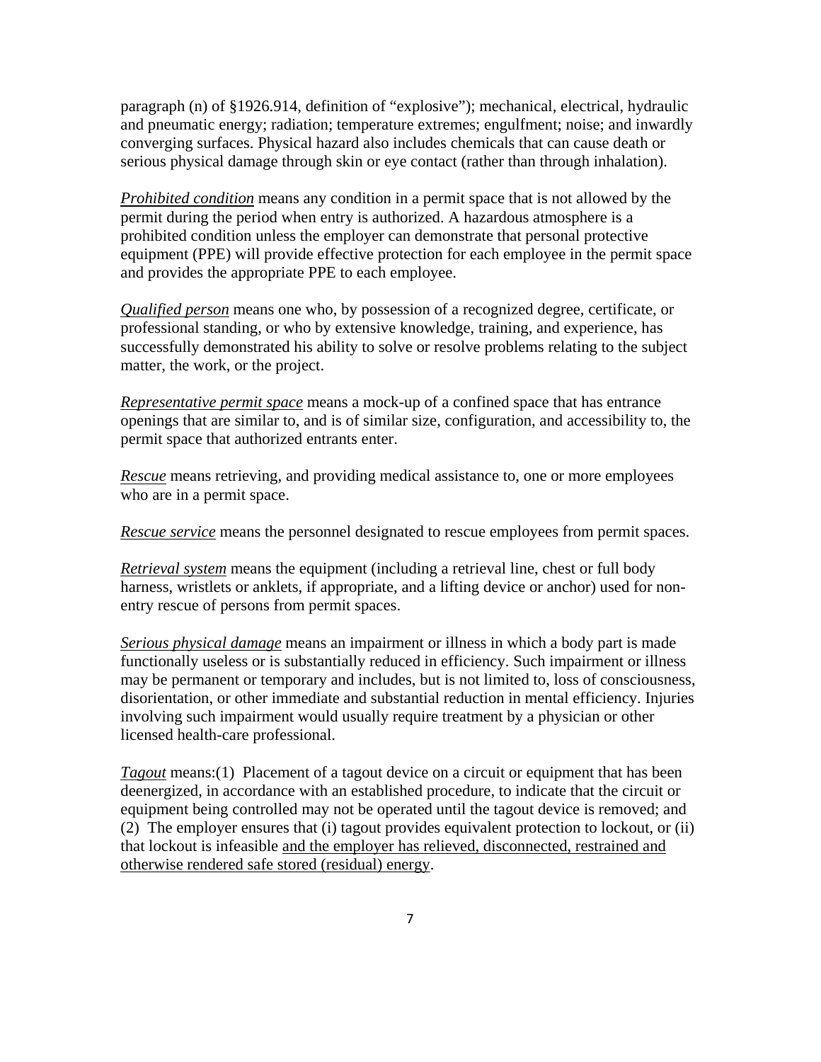paragraph (n) of §1926.914, definition of “explosive”); mechanical, electrical, hydraulic and pneumatic energy; radiation; temperature extremes; engulfment; noise; and inwardly converging surfaces. Physical hazard also includes chemicals that can cause death or serious physical damage through skin or eye contact (rather than through inhalation).

*<u>Prohibited condition</u>* means any condition in a permit space that is not allowed by the permit during the period when entry is authorized. A hazardous atmosphere is a prohibited condition unless the employer can demonstrate that personal protective equipment (PPE) will provide effective protection for each employee in the permit space and provides the appropriate PPE to each employee.

*<u>Qualified person</u>* means one who, by possession of a recognized degree, certificate, or professional standing, or who by extensive knowledge, training, and experience, has successfully demonstrated his ability to solve or resolve problems relating to the subject matter, the work, or the project.

*<u>Representative permit space</u>* means a mock-up of a confined space that has entrance openings that are similar to, and is of similar size, configuration, and accessibility to, the permit space that authorized entrants enter.

*<u>Rescue</u>* means retrieving, and providing medical assistance to, one or more employees who are in a permit space.

*<u>Rescue service</u>* means the personnel designated to rescue employees from permit spaces.

*<u>Retrieval system</u>* means the equipment (including a retrieval line, chest or full body harness, wristlets or anklets, if appropriate, and a lifting device or anchor) used for non-entry rescue of persons from permit spaces.

*<u>Serious physical damage</u>* means an impairment or illness in which a body part is made functionally useless or is substantially reduced in efficiency. Such impairment or illness may be permanent or temporary and includes, but is not limited to, loss of consciousness, disorientation, or other immediate and substantial reduction in mental efficiency. Injuries involving such impairment would usually require treatment by a physician or other licensed health-care professional.

*<u>Tagout</u>* means:(1) Placement of a tagout device on a circuit or equipment that has been deenergized, in accordance with an established procedure, to indicate that the circuit or equipment being controlled may not be operated until the tagout device is removed; and (2) The employer ensures that (i) tagout provides equivalent protection to lockout, or (ii) that lockout is infeasible <u>and the employer has relieved, disconnected, restrained and otherwise rendered safe stored (residual) energy</u>.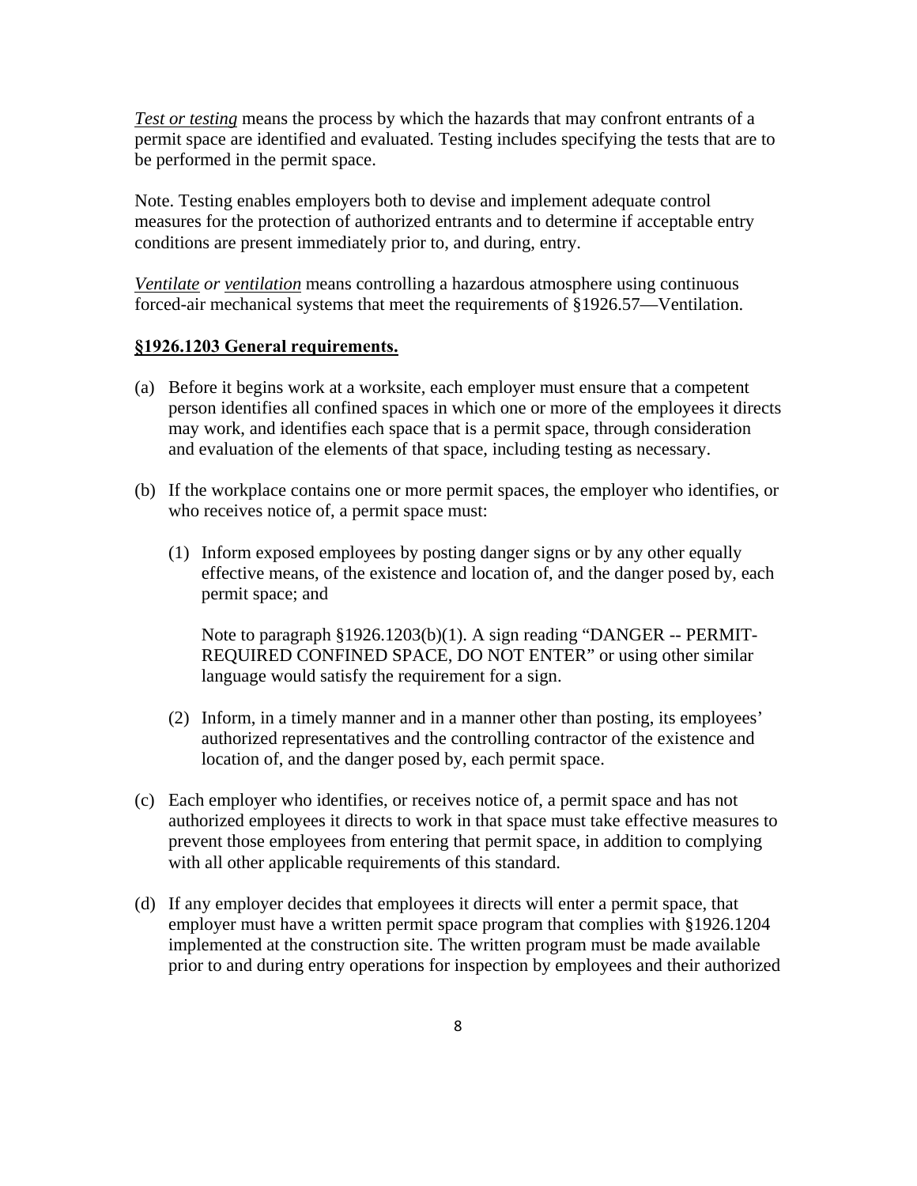*Test or testing* means the process by which the hazards that may confront entrants of a permit space are identified and evaluated. Testing includes specifying the tests that are to be performed in the permit space.

Note. Testing enables employers both to devise and implement adequate control measures for the protection of authorized entrants and to determine if acceptable entry conditions are present immediately prior to, and during, entry.

*Ventilate or ventilation* means controlling a hazardous atmosphere using continuous forced-air mechanical systems that meet the requirements of §1926.57—Ventilation.

## §1926.1203 General requirements.

(a) Before it begins work at a worksite, each employer must ensure that a competent person identifies all confined spaces in which one or more of the employees it directs may work, and identifies each space that is a permit space, through consideration and evaluation of the elements of that space, including testing as necessary.

(b) If the workplace contains one or more permit spaces, the employer who identifies, or who receives notice of, a permit space must:

   (1) Inform exposed employees by posting danger signs or by any other equally effective means, of the existence and location of, and the danger posed by, each permit space; and

   Note to paragraph §1926.1203(b)(1). A sign reading "DANGER -- PERMIT-REQUIRED CONFINED SPACE, DO NOT ENTER" or using other similar language would satisfy the requirement for a sign.

   (2) Inform, in a timely manner and in a manner other than posting, its employees' authorized representatives and the controlling contractor of the existence and location of, and the danger posed by, each permit space.

(c) Each employer who identifies, or receives notice of, a permit space and has not authorized employees it directs to work in that space must take effective measures to prevent those employees from entering that permit space, in addition to complying with all other applicable requirements of this standard.

(d) If any employer decides that employees it directs will enter a permit space, that employer must have a written permit space program that complies with §1926.1204 implemented at the construction site. The written program must be made available prior to and during entry operations for inspection by employees and their authorized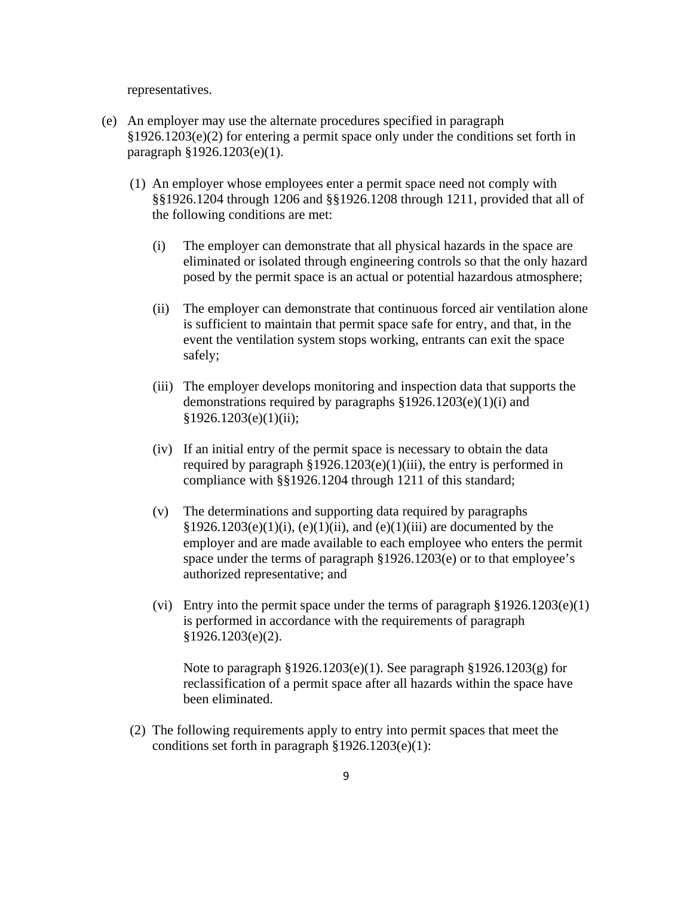representatives.

(e) An employer may use the alternate procedures specified in paragraph §1926.1203(e)(2) for entering a permit space only under the conditions set forth in paragraph §1926.1203(e)(1).

(1) An employer whose employees enter a permit space need not comply with §§1926.1204 through 1206 and §§1926.1208 through 1211, provided that all of the following conditions are met:

(i) The employer can demonstrate that all physical hazards in the space are eliminated or isolated through engineering controls so that the only hazard posed by the permit space is an actual or potential hazardous atmosphere;

(ii) The employer can demonstrate that continuous forced air ventilation alone is sufficient to maintain that permit space safe for entry, and that, in the event the ventilation system stops working, entrants can exit the space safely;

(iii) The employer develops monitoring and inspection data that supports the demonstrations required by paragraphs §1926.1203(e)(1)(i) and §1926.1203(e)(1)(ii);

(iv) If an initial entry of the permit space is necessary to obtain the data required by paragraph §1926.1203(e)(1)(iii), the entry is performed in compliance with §§1926.1204 through 1211 of this standard;

(v) The determinations and supporting data required by paragraphs §1926.1203(e)(1)(i), (e)(1)(ii), and (e)(1)(iii) are documented by the employer and are made available to each employee who enters the permit space under the terms of paragraph §1926.1203(e) or to that employee's authorized representative; and

(vi) Entry into the permit space under the terms of paragraph §1926.1203(e)(1) is performed in accordance with the requirements of paragraph §1926.1203(e)(2).

Note to paragraph §1926.1203(e)(1). See paragraph §1926.1203(g) for reclassification of a permit space after all hazards within the space have been eliminated.

(2) The following requirements apply to entry into permit spaces that meet the conditions set forth in paragraph §1926.1203(e)(1):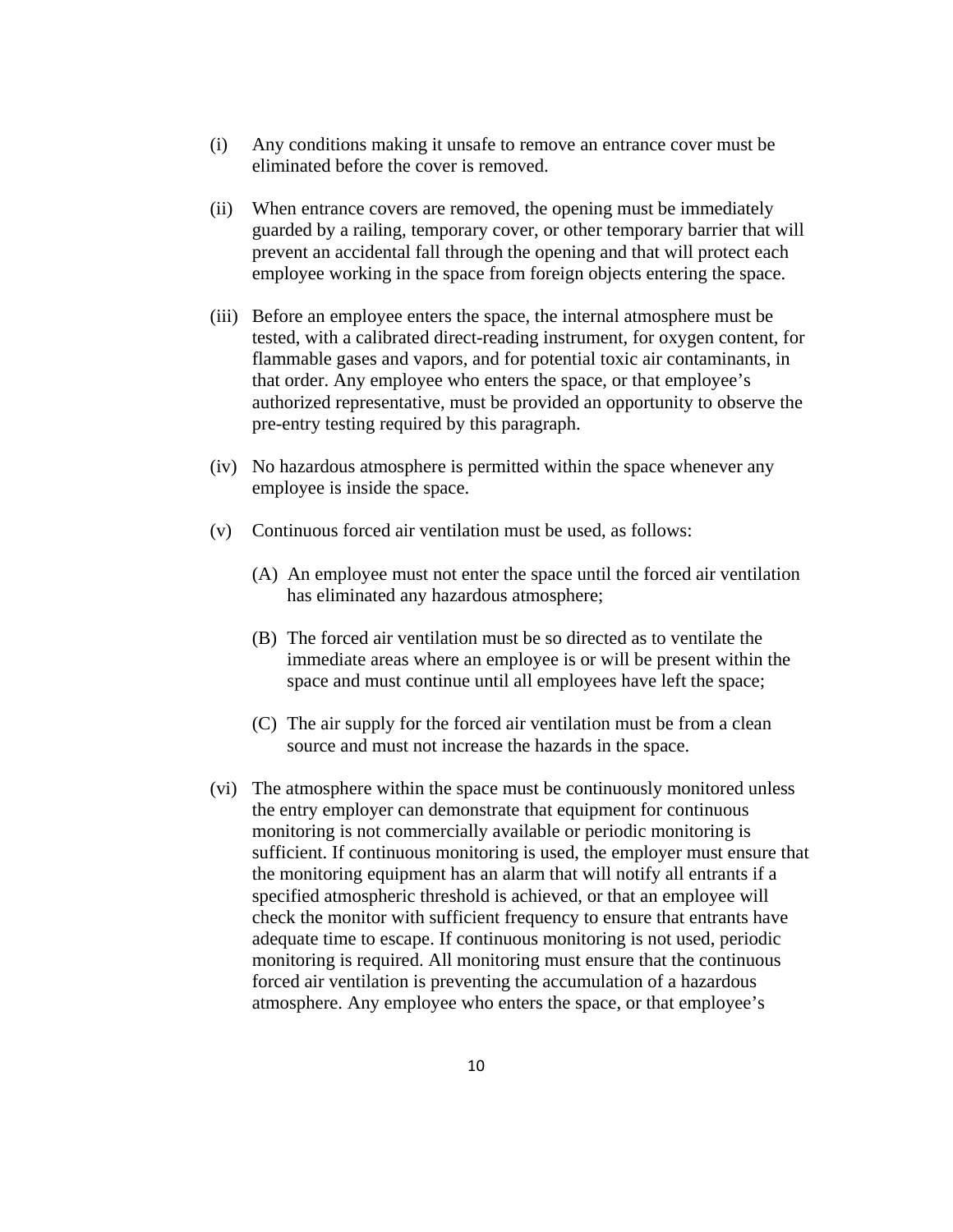(i) Any conditions making it unsafe to remove an entrance cover must be eliminated before the cover is removed.

(ii) When entrance covers are removed, the opening must be immediately guarded by a railing, temporary cover, or other temporary barrier that will prevent an accidental fall through the opening and that will protect each employee working in the space from foreign objects entering the space.

(iii) Before an employee enters the space, the internal atmosphere must be tested, with a calibrated direct-reading instrument, for oxygen content, for flammable gases and vapors, and for potential toxic air contaminants, in that order. Any employee who enters the space, or that employee's authorized representative, must be provided an opportunity to observe the pre-entry testing required by this paragraph.

(iv) No hazardous atmosphere is permitted within the space whenever any employee is inside the space.

(v) Continuous forced air ventilation must be used, as follows:

(A) An employee must not enter the space until the forced air ventilation has eliminated any hazardous atmosphere;

(B) The forced air ventilation must be so directed as to ventilate the immediate areas where an employee is or will be present within the space and must continue until all employees have left the space;

(C) The air supply for the forced air ventilation must be from a clean source and must not increase the hazards in the space.

(vi) The atmosphere within the space must be continuously monitored unless the entry employer can demonstrate that equipment for continuous monitoring is not commercially available or periodic monitoring is sufficient. If continuous monitoring is used, the employer must ensure that the monitoring equipment has an alarm that will notify all entrants if a specified atmospheric threshold is achieved, or that an employee will check the monitor with sufficient frequency to ensure that entrants have adequate time to escape. If continuous monitoring is not used, periodic monitoring is required. All monitoring must ensure that the continuous forced air ventilation is preventing the accumulation of a hazardous atmosphere. Any employee who enters the space, or that employee's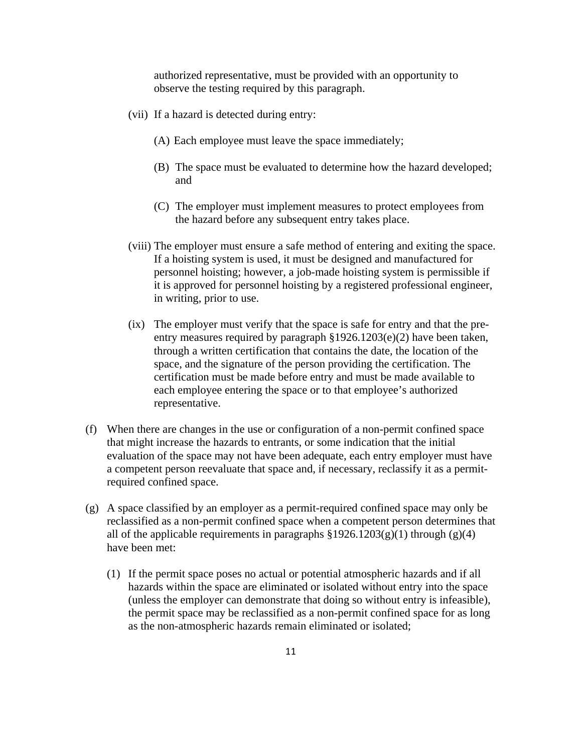authorized representative, must be provided with an opportunity to observe the testing required by this paragraph.

(vii) If a hazard is detected during entry:

(A) Each employee must leave the space immediately;

(B) The space must be evaluated to determine how the hazard developed; and

(C) The employer must implement measures to protect employees from the hazard before any subsequent entry takes place.

(viii) The employer must ensure a safe method of entering and exiting the space. If a hoisting system is used, it must be designed and manufactured for personnel hoisting; however, a job-made hoisting system is permissible if it is approved for personnel hoisting by a registered professional engineer, in writing, prior to use.

(ix) The employer must verify that the space is safe for entry and that the pre-entry measures required by paragraph §1926.1203(e)(2) have been taken, through a written certification that contains the date, the location of the space, and the signature of the person providing the certification. The certification must be made before entry and must be made available to each employee entering the space or to that employee's authorized representative.

(f) When there are changes in the use or configuration of a non-permit confined space that might increase the hazards to entrants, or some indication that the initial evaluation of the space may not have been adequate, each entry employer must have a competent person reevaluate that space and, if necessary, reclassify it as a permit-required confined space.

(g) A space classified by an employer as a permit-required confined space may only be reclassified as a non-permit confined space when a competent person determines that all of the applicable requirements in paragraphs §1926.1203(g)(1) through (g)(4) have been met:

(1) If the permit space poses no actual or potential atmospheric hazards and if all hazards within the space are eliminated or isolated without entry into the space (unless the employer can demonstrate that doing so without entry is infeasible), the permit space may be reclassified as a non-permit confined space for as long as the non-atmospheric hazards remain eliminated or isolated;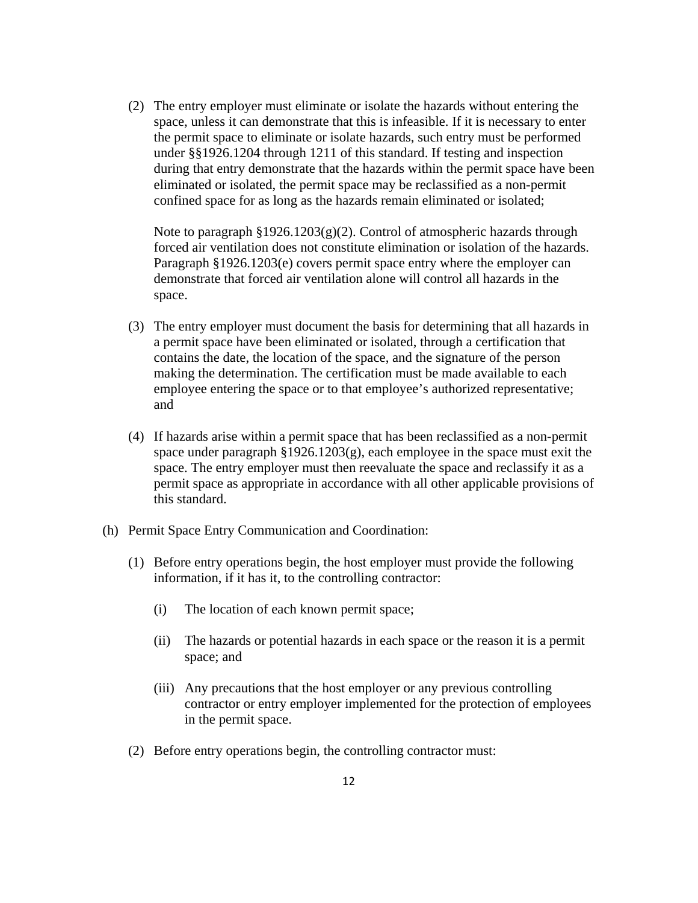(2) The entry employer must eliminate or isolate the hazards without entering the space, unless it can demonstrate that this is infeasible. If it is necessary to enter the permit space to eliminate or isolate hazards, such entry must be performed under §§1926.1204 through 1211 of this standard. If testing and inspection during that entry demonstrate that the hazards within the permit space have been eliminated or isolated, the permit space may be reclassified as a non-permit confined space for as long as the hazards remain eliminated or isolated;

Note to paragraph §1926.1203(g)(2). Control of atmospheric hazards through forced air ventilation does not constitute elimination or isolation of the hazards. Paragraph §1926.1203(e) covers permit space entry where the employer can demonstrate that forced air ventilation alone will control all hazards in the space.

(3) The entry employer must document the basis for determining that all hazards in a permit space have been eliminated or isolated, through a certification that contains the date, the location of the space, and the signature of the person making the determination. The certification must be made available to each employee entering the space or to that employee's authorized representative; and

(4) If hazards arise within a permit space that has been reclassified as a non-permit space under paragraph §1926.1203(g), each employee in the space must exit the space. The entry employer must then reevaluate the space and reclassify it as a permit space as appropriate in accordance with all other applicable provisions of this standard.

(h) Permit Space Entry Communication and Coordination:

(1) Before entry operations begin, the host employer must provide the following information, if it has it, to the controlling contractor:

(i) The location of each known permit space;

(ii) The hazards or potential hazards in each space or the reason it is a permit space; and

(iii) Any precautions that the host employer or any previous controlling contractor or entry employer implemented for the protection of employees in the permit space.

(2) Before entry operations begin, the controlling contractor must: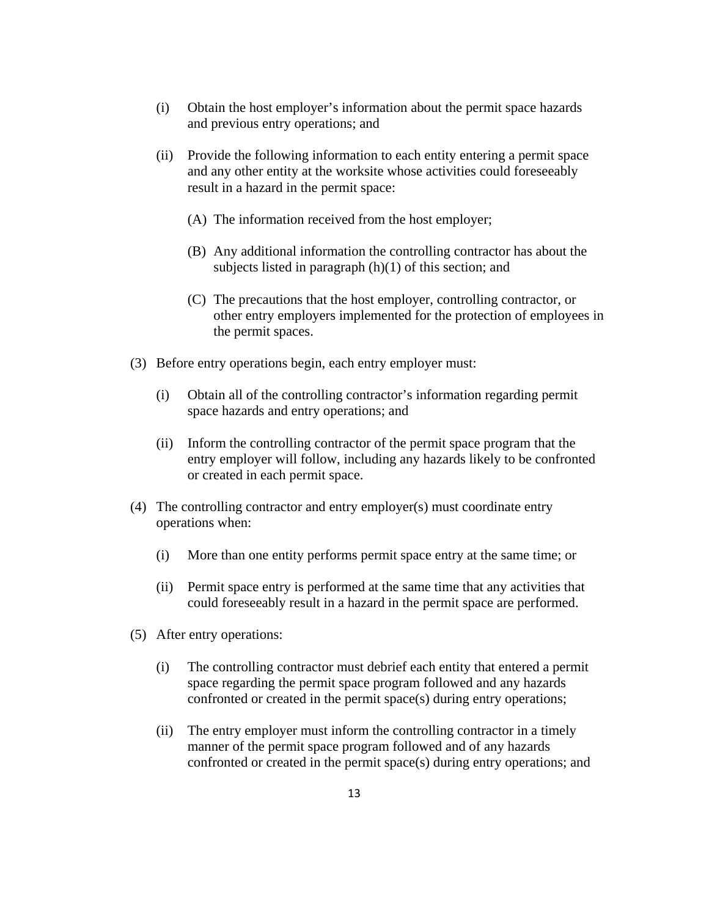(i) Obtain the host employer's information about the permit space hazards and previous entry operations; and

(ii) Provide the following information to each entity entering a permit space and any other entity at the worksite whose activities could foreseeably result in a hazard in the permit space:

    (A) The information received from the host employer;

    (B) Any additional information the controlling contractor has about the subjects listed in paragraph (h)(1) of this section; and

    (C) The precautions that the host employer, controlling contractor, or other entry employers implemented for the protection of employees in the permit spaces.

(3) Before entry operations begin, each entry employer must:

   (i) Obtain all of the controlling contractor's information regarding permit space hazards and entry operations; and

   (ii) Inform the controlling contractor of the permit space program that the entry employer will follow, including any hazards likely to be confronted or created in each permit space.

(4) The controlling contractor and entry employer(s) must coordinate entry operations when:

   (i) More than one entity performs permit space entry at the same time; or

   (ii) Permit space entry is performed at the same time that any activities that could foreseeably result in a hazard in the permit space are performed.

(5) After entry operations:

   (i) The controlling contractor must debrief each entity that entered a permit space regarding the permit space program followed and any hazards confronted or created in the permit space(s) during entry operations;

   (ii) The entry employer must inform the controlling contractor in a timely manner of the permit space program followed and of any hazards confronted or created in the permit space(s) during entry operations; and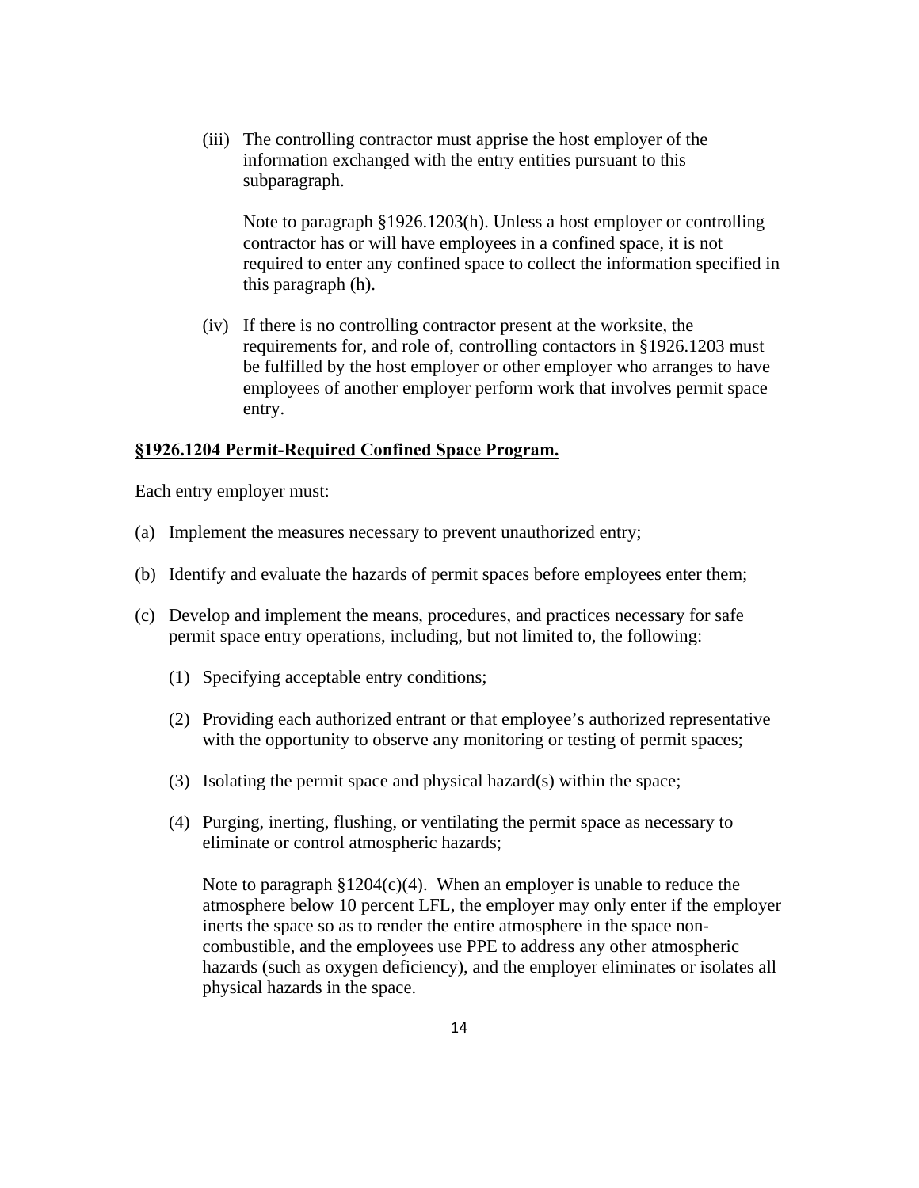(iii) The controlling contractor must apprise the host employer of the information exchanged with the entry entities pursuant to this subparagraph.

Note to paragraph §1926.1203(h). Unless a host employer or controlling contractor has or will have employees in a confined space, it is not required to enter any confined space to collect the information specified in this paragraph (h).

(iv) If there is no controlling contractor present at the worksite, the requirements for, and role of, controlling contactors in §1926.1203 must be fulfilled by the host employer or other employer who arranges to have employees of another employer perform work that involves permit space entry.

**§1926.1204 Permit-Required Confined Space Program.**

Each entry employer must:

(a) Implement the measures necessary to prevent unauthorized entry;

(b) Identify and evaluate the hazards of permit spaces before employees enter them;

(c) Develop and implement the means, procedures, and practices necessary for safe permit space entry operations, including, but not limited to, the following:

(1) Specifying acceptable entry conditions;

(2) Providing each authorized entrant or that employee's authorized representative with the opportunity to observe any monitoring or testing of permit spaces;

(3) Isolating the permit space and physical hazard(s) within the space;

(4) Purging, inerting, flushing, or ventilating the permit space as necessary to eliminate or control atmospheric hazards;

Note to paragraph §1204(c)(4). When an employer is unable to reduce the atmosphere below 10 percent LFL, the employer may only enter if the employer inerts the space so as to render the entire atmosphere in the space non-combustible, and the employees use PPE to address any other atmospheric hazards (such as oxygen deficiency), and the employer eliminates or isolates all physical hazards in the space.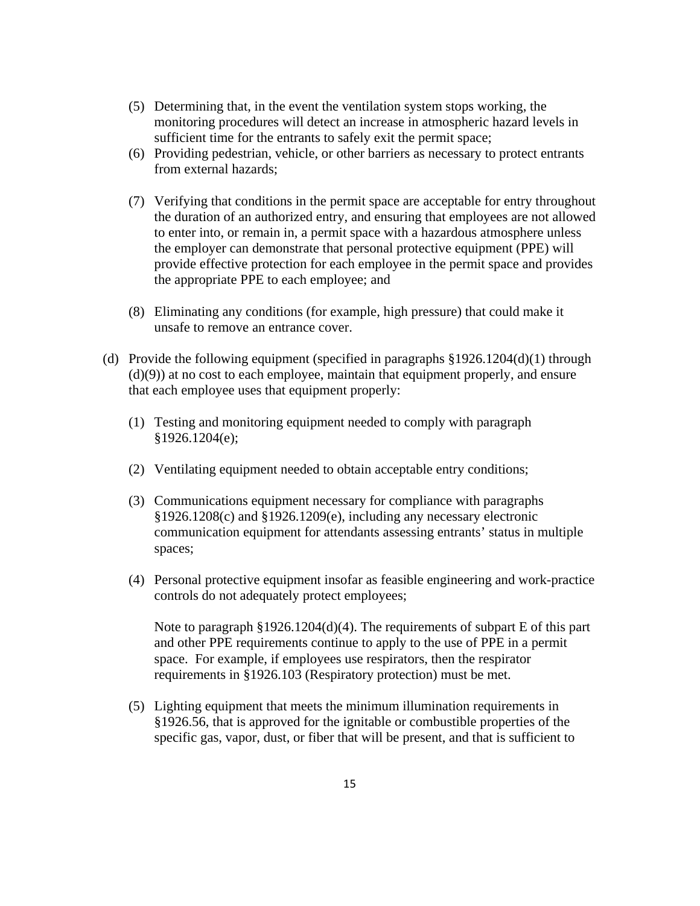(5) Determining that, in the event the ventilation system stops working, the monitoring procedures will detect an increase in atmospheric hazard levels in sufficient time for the entrants to safely exit the permit space;

(6) Providing pedestrian, vehicle, or other barriers as necessary to protect entrants from external hazards;

(7) Verifying that conditions in the permit space are acceptable for entry throughout the duration of an authorized entry, and ensuring that employees are not allowed to enter into, or remain in, a permit space with a hazardous atmosphere unless the employer can demonstrate that personal protective equipment (PPE) will provide effective protection for each employee in the permit space and provides the appropriate PPE to each employee; and

(8) Eliminating any conditions (for example, high pressure) that could make it unsafe to remove an entrance cover.

(d) Provide the following equipment (specified in paragraphs §1926.1204(d)(1) through (d)(9)) at no cost to each employee, maintain that equipment properly, and ensure that each employee uses that equipment properly:

(1) Testing and monitoring equipment needed to comply with paragraph §1926.1204(e);

(2) Ventilating equipment needed to obtain acceptable entry conditions;

(3) Communications equipment necessary for compliance with paragraphs §1926.1208(c) and §1926.1209(e), including any necessary electronic communication equipment for attendants assessing entrants' status in multiple spaces;

(4) Personal protective equipment insofar as feasible engineering and work-practice controls do not adequately protect employees;

Note to paragraph §1926.1204(d)(4). The requirements of subpart E of this part and other PPE requirements continue to apply to the use of PPE in a permit space. For example, if employees use respirators, then the respirator requirements in §1926.103 (Respiratory protection) must be met.

(5) Lighting equipment that meets the minimum illumination requirements in §1926.56, that is approved for the ignitable or combustible properties of the specific gas, vapor, dust, or fiber that will be present, and that is sufficient to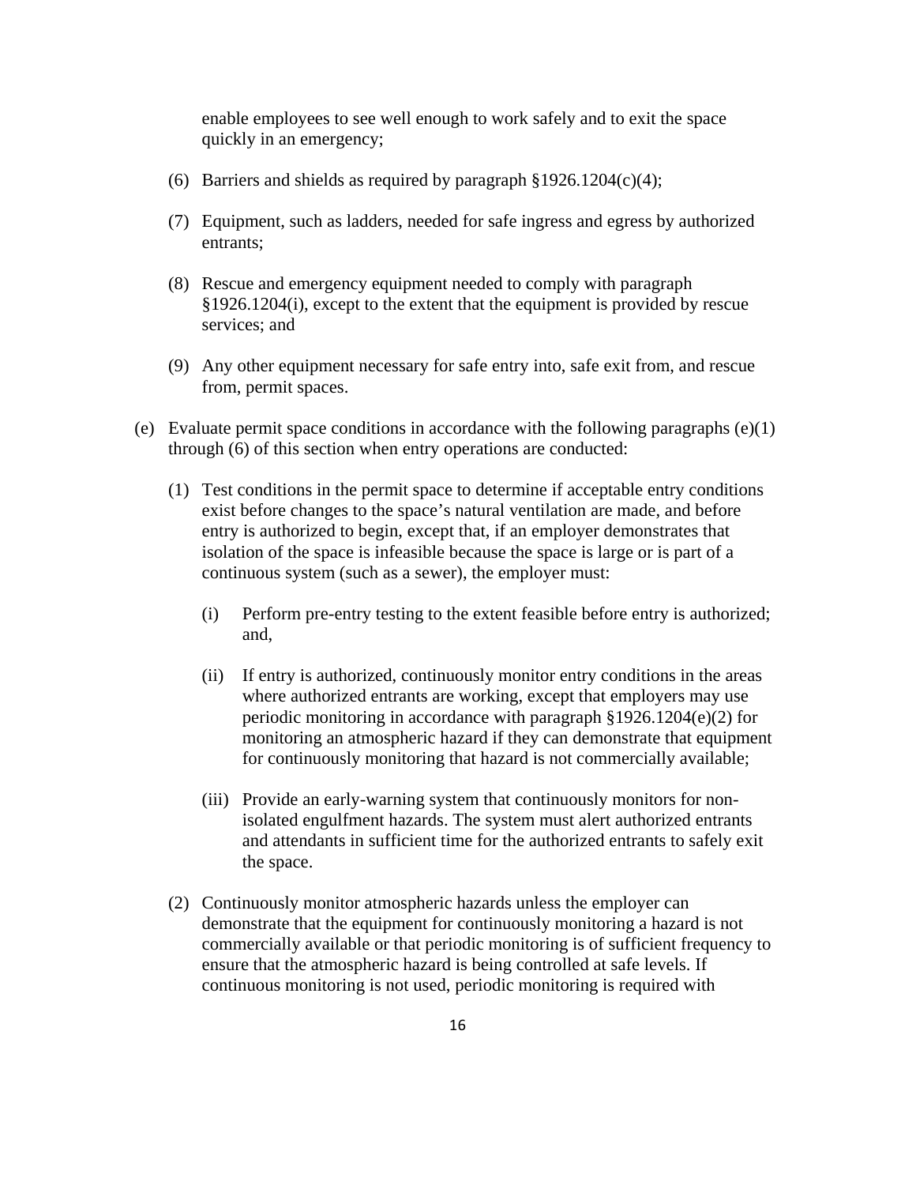enable employees to see well enough to work safely and to exit the space quickly in an emergency;

(6) Barriers and shields as required by paragraph §1926.1204(c)(4);

(7) Equipment, such as ladders, needed for safe ingress and egress by authorized entrants;

(8) Rescue and emergency equipment needed to comply with paragraph §1926.1204(i), except to the extent that the equipment is provided by rescue services; and

(9) Any other equipment necessary for safe entry into, safe exit from, and rescue from, permit spaces.

(e) Evaluate permit space conditions in accordance with the following paragraphs (e)(1) through (6) of this section when entry operations are conducted:

(1) Test conditions in the permit space to determine if acceptable entry conditions exist before changes to the space's natural ventilation are made, and before entry is authorized to begin, except that, if an employer demonstrates that isolation of the space is infeasible because the space is large or is part of a continuous system (such as a sewer), the employer must:

(i) Perform pre-entry testing to the extent feasible before entry is authorized; and,

(ii) If entry is authorized, continuously monitor entry conditions in the areas where authorized entrants are working, except that employers may use periodic monitoring in accordance with paragraph §1926.1204(e)(2) for monitoring an atmospheric hazard if they can demonstrate that equipment for continuously monitoring that hazard is not commercially available;

(iii) Provide an early-warning system that continuously monitors for non-isolated engulfment hazards. The system must alert authorized entrants and attendants in sufficient time for the authorized entrants to safely exit the space.

(2) Continuously monitor atmospheric hazards unless the employer can demonstrate that the equipment for continuously monitoring a hazard is not commercially available or that periodic monitoring is of sufficient frequency to ensure that the atmospheric hazard is being controlled at safe levels. If continuous monitoring is not used, periodic monitoring is required with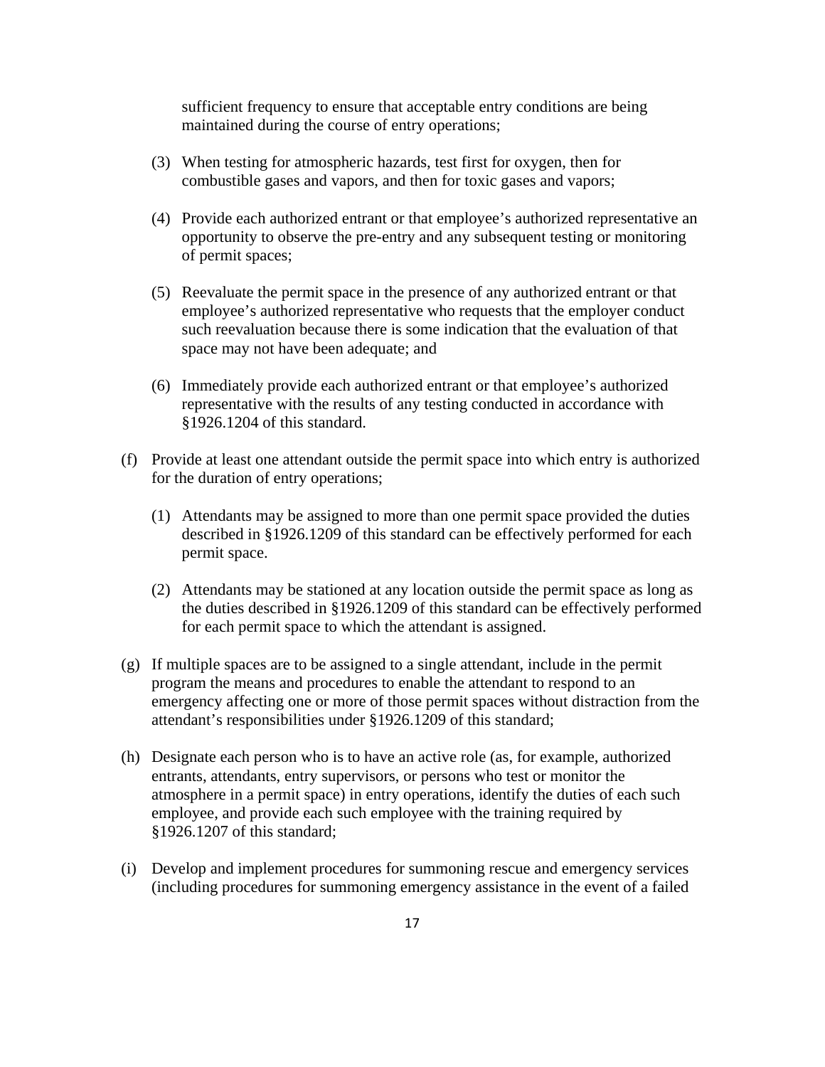sufficient frequency to ensure that acceptable entry conditions are being maintained during the course of entry operations;

(3) When testing for atmospheric hazards, test first for oxygen, then for combustible gases and vapors, and then for toxic gases and vapors;

(4) Provide each authorized entrant or that employee's authorized representative an opportunity to observe the pre-entry and any subsequent testing or monitoring of permit spaces;

(5) Reevaluate the permit space in the presence of any authorized entrant or that employee's authorized representative who requests that the employer conduct such reevaluation because there is some indication that the evaluation of that space may not have been adequate; and

(6) Immediately provide each authorized entrant or that employee's authorized representative with the results of any testing conducted in accordance with §1926.1204 of this standard.

(f) Provide at least one attendant outside the permit space into which entry is authorized for the duration of entry operations;

(1) Attendants may be assigned to more than one permit space provided the duties described in §1926.1209 of this standard can be effectively performed for each permit space.

(2) Attendants may be stationed at any location outside the permit space as long as the duties described in §1926.1209 of this standard can be effectively performed for each permit space to which the attendant is assigned.

(g) If multiple spaces are to be assigned to a single attendant, include in the permit program the means and procedures to enable the attendant to respond to an emergency affecting one or more of those permit spaces without distraction from the attendant's responsibilities under §1926.1209 of this standard;

(h) Designate each person who is to have an active role (as, for example, authorized entrants, attendants, entry supervisors, or persons who test or monitor the atmosphere in a permit space) in entry operations, identify the duties of each such employee, and provide each such employee with the training required by §1926.1207 of this standard;

(i) Develop and implement procedures for summoning rescue and emergency services (including procedures for summoning emergency assistance in the event of a failed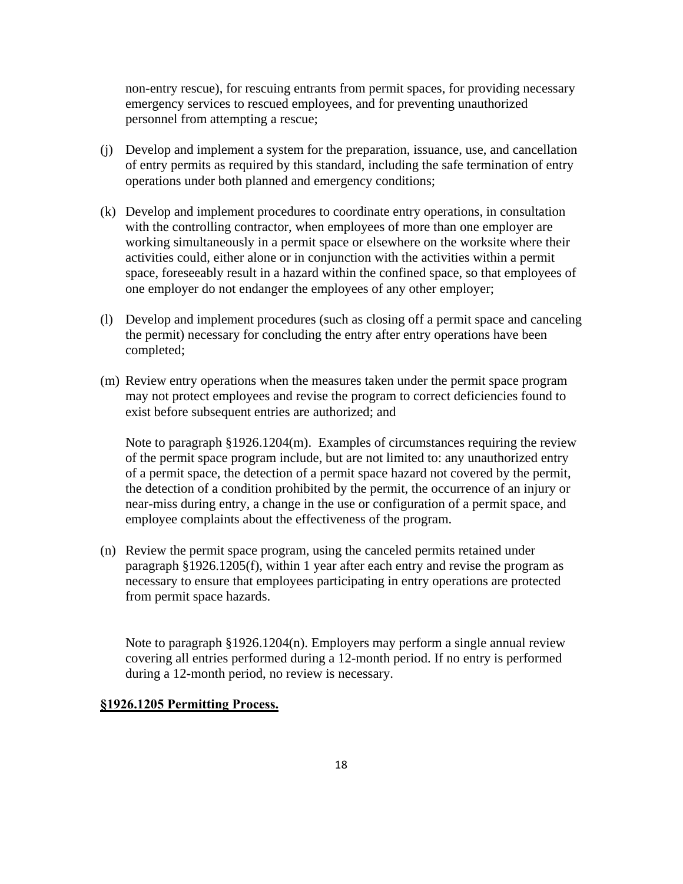non-entry rescue), for rescuing entrants from permit spaces, for providing necessary emergency services to rescued employees, and for preventing unauthorized personnel from attempting a rescue;

(j) Develop and implement a system for the preparation, issuance, use, and cancellation of entry permits as required by this standard, including the safe termination of entry operations under both planned and emergency conditions;

(k) Develop and implement procedures to coordinate entry operations, in consultation with the controlling contractor, when employees of more than one employer are working simultaneously in a permit space or elsewhere on the worksite where their activities could, either alone or in conjunction with the activities within a permit space, foreseeably result in a hazard within the confined space, so that employees of one employer do not endanger the employees of any other employer;

(l) Develop and implement procedures (such as closing off a permit space and canceling the permit) necessary for concluding the entry after entry operations have been completed;

(m) Review entry operations when the measures taken under the permit space program may not protect employees and revise the program to correct deficiencies found to exist before subsequent entries are authorized; and

Note to paragraph §1926.1204(m). Examples of circumstances requiring the review of the permit space program include, but are not limited to: any unauthorized entry of a permit space, the detection of a permit space hazard not covered by the permit, the detection of a condition prohibited by the permit, the occurrence of an injury or near-miss during entry, a change in the use or configuration of a permit space, and employee complaints about the effectiveness of the program.

(n) Review the permit space program, using the canceled permits retained under paragraph §1926.1205(f), within 1 year after each entry and revise the program as necessary to ensure that employees participating in entry operations are protected from permit space hazards.

Note to paragraph §1926.1204(n). Employers may perform a single annual review covering all entries performed during a 12-month period. If no entry is performed during a 12-month period, no review is necessary.

**§1926.1205 Permitting Process.**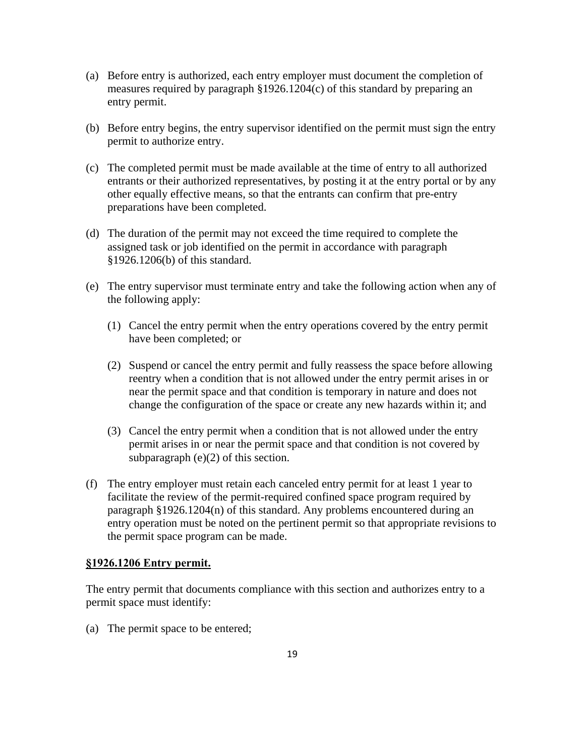(a) Before entry is authorized, each entry employer must document the completion of measures required by paragraph §1926.1204(c) of this standard by preparing an entry permit.

(b) Before entry begins, the entry supervisor identified on the permit must sign the entry permit to authorize entry.

(c) The completed permit must be made available at the time of entry to all authorized entrants or their authorized representatives, by posting it at the entry portal or by any other equally effective means, so that the entrants can confirm that pre-entry preparations have been completed.

(d) The duration of the permit may not exceed the time required to complete the assigned task or job identified on the permit in accordance with paragraph §1926.1206(b) of this standard.

(e) The entry supervisor must terminate entry and take the following action when any of the following apply:

   (1) Cancel the entry permit when the entry operations covered by the entry permit have been completed; or

   (2) Suspend or cancel the entry permit and fully reassess the space before allowing reentry when a condition that is not allowed under the entry permit arises in or near the permit space and that condition is temporary in nature and does not change the configuration of the space or create any new hazards within it; and

   (3) Cancel the entry permit when a condition that is not allowed under the entry permit arises in or near the permit space and that condition is not covered by subparagraph (e)(2) of this section.

(f) The entry employer must retain each canceled entry permit for at least 1 year to facilitate the review of the permit-required confined space program required by paragraph §1926.1204(n) of this standard. Any problems encountered during an entry operation must be noted on the pertinent permit so that appropriate revisions to the permit space program can be made.

**§1926.1206 Entry permit.**

The entry permit that documents compliance with this section and authorizes entry to a permit space must identify:

(a) The permit space to be entered;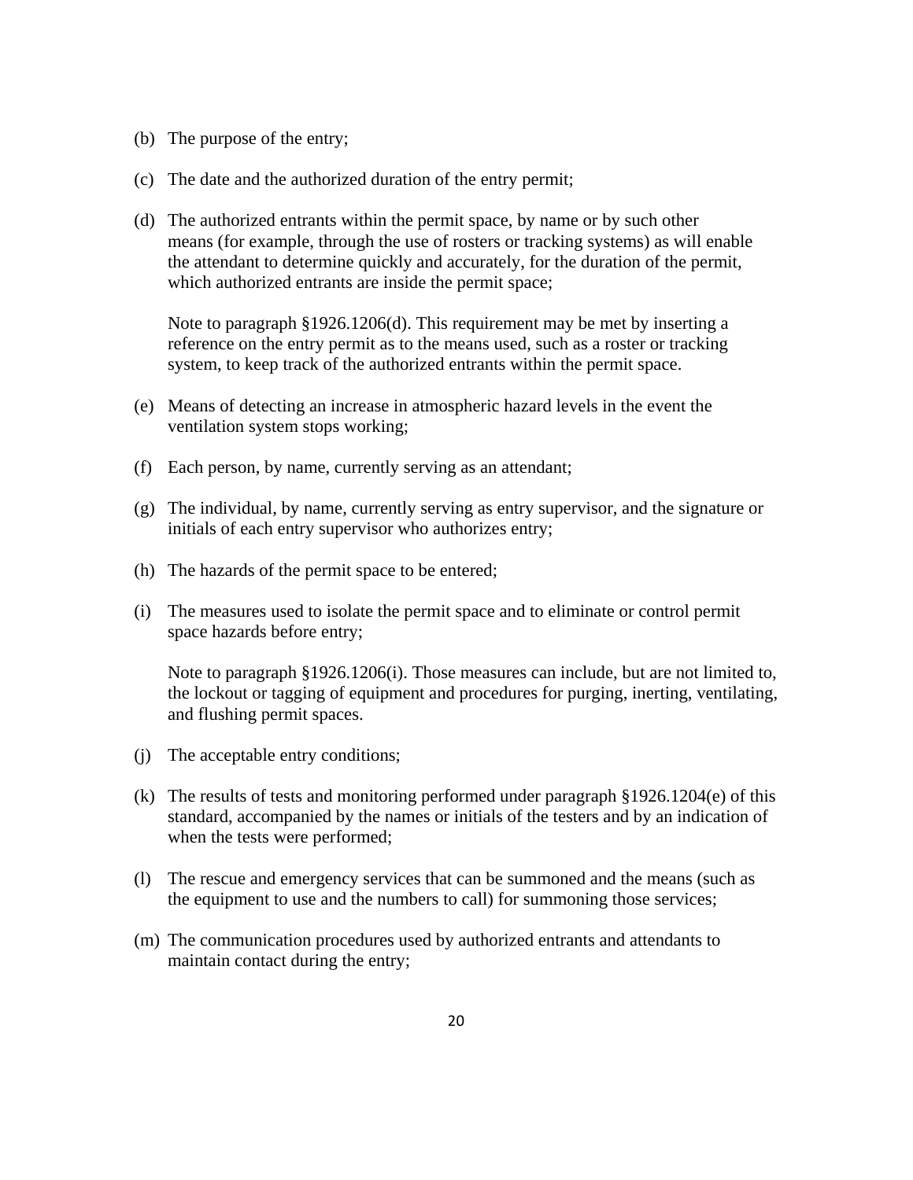(b) The purpose of the entry;

(c) The date and the authorized duration of the entry permit;

(d) The authorized entrants within the permit space, by name or by such other means (for example, through the use of rosters or tracking systems) as will enable the attendant to determine quickly and accurately, for the duration of the permit, which authorized entrants are inside the permit space;

    Note to paragraph §1926.1206(d). This requirement may be met by inserting a reference on the entry permit as to the means used, such as a roster or tracking system, to keep track of the authorized entrants within the permit space.

(e) Means of detecting an increase in atmospheric hazard levels in the event the ventilation system stops working;

(f) Each person, by name, currently serving as an attendant;

(g) The individual, by name, currently serving as entry supervisor, and the signature or initials of each entry supervisor who authorizes entry;

(h) The hazards of the permit space to be entered;

(i) The measures used to isolate the permit space and to eliminate or control permit space hazards before entry;

    Note to paragraph §1926.1206(i). Those measures can include, but are not limited to, the lockout or tagging of equipment and procedures for purging, inerting, ventilating, and flushing permit spaces.

(j) The acceptable entry conditions;

(k) The results of tests and monitoring performed under paragraph §1926.1204(e) of this standard, accompanied by the names or initials of the testers and by an indication of when the tests were performed;

(l) The rescue and emergency services that can be summoned and the means (such as the equipment to use and the numbers to call) for summoning those services;

(m) The communication procedures used by authorized entrants and attendants to maintain contact during the entry;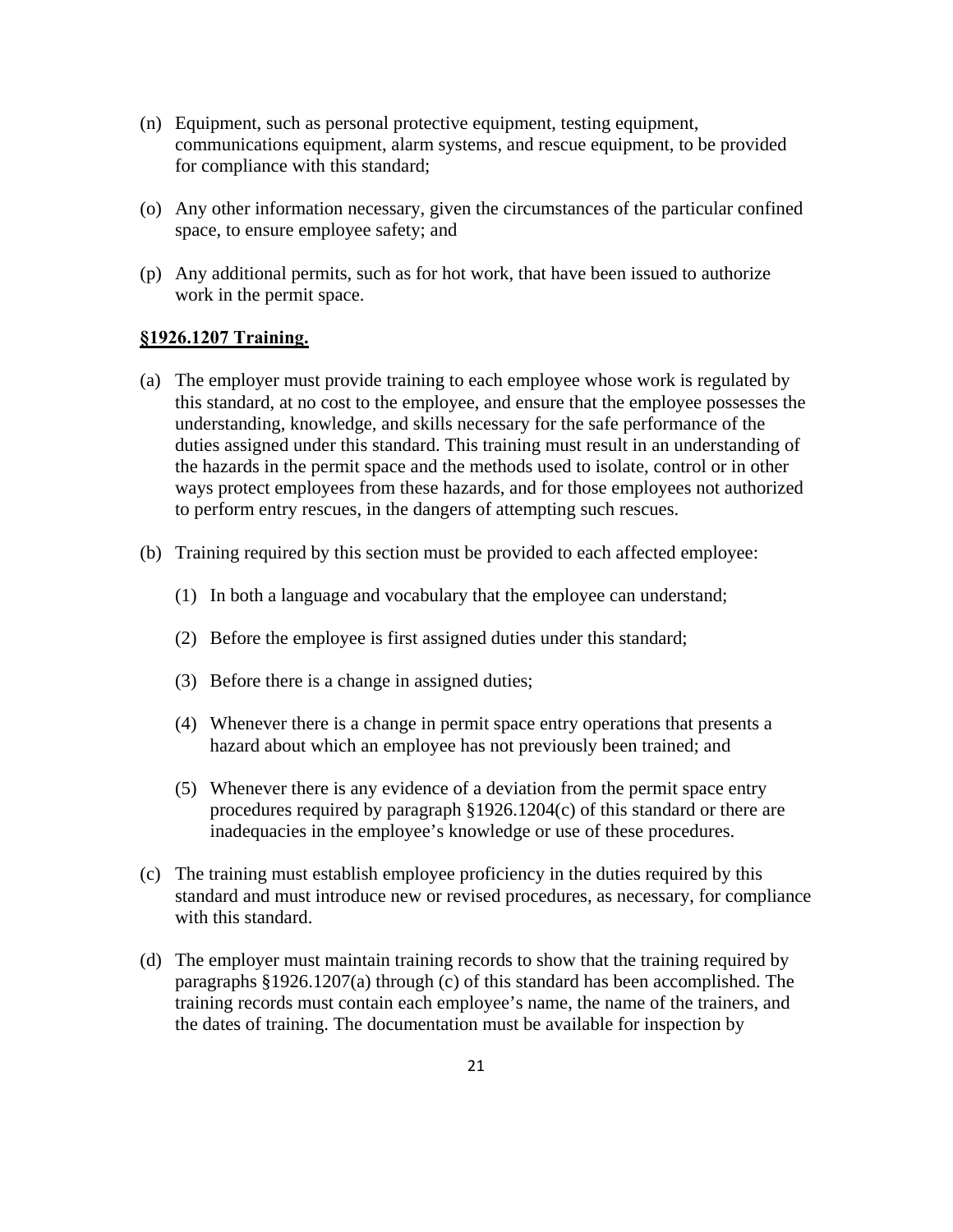(n) Equipment, such as personal protective equipment, testing equipment, communications equipment, alarm systems, and rescue equipment, to be provided for compliance with this standard;

(o) Any other information necessary, given the circumstances of the particular confined space, to ensure employee safety; and

(p) Any additional permits, such as for hot work, that have been issued to authorize work in the permit space.

**§1926.1207 Training.**

(a) The employer must provide training to each employee whose work is regulated by this standard, at no cost to the employee, and ensure that the employee possesses the understanding, knowledge, and skills necessary for the safe performance of the duties assigned under this standard. This training must result in an understanding of the hazards in the permit space and the methods used to isolate, control or in other ways protect employees from these hazards, and for those employees not authorized to perform entry rescues, in the dangers of attempting such rescues.

(b) Training required by this section must be provided to each affected employee:

  (1) In both a language and vocabulary that the employee can understand;

  (2) Before the employee is first assigned duties under this standard;

  (3) Before there is a change in assigned duties;

  (4) Whenever there is a change in permit space entry operations that presents a hazard about which an employee has not previously been trained; and

  (5) Whenever there is any evidence of a deviation from the permit space entry procedures required by paragraph §1926.1204(c) of this standard or there are inadequacies in the employee's knowledge or use of these procedures.

(c) The training must establish employee proficiency in the duties required by this standard and must introduce new or revised procedures, as necessary, for compliance with this standard.

(d) The employer must maintain training records to show that the training required by paragraphs §1926.1207(a) through (c) of this standard has been accomplished. The training records must contain each employee's name, the name of the trainers, and the dates of training. The documentation must be available for inspection by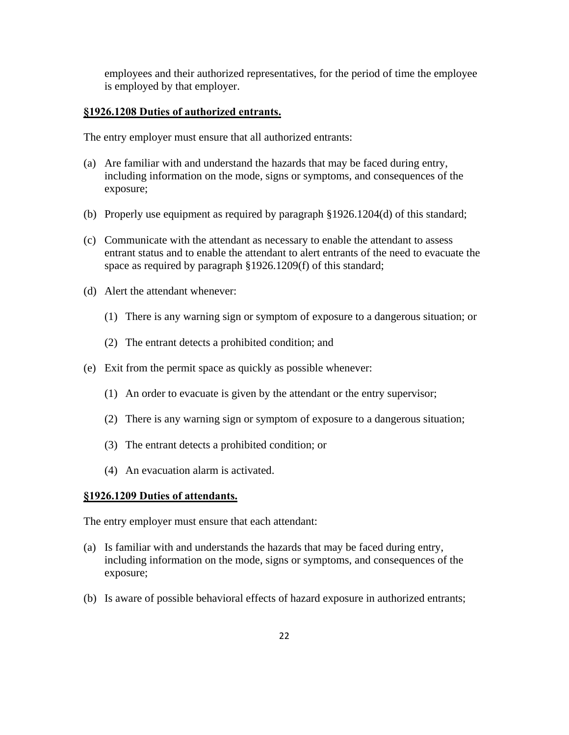employees and their authorized representatives, for the period of time the employee is employed by that employer.

**§1926.1208 Duties of authorized entrants.**

The entry employer must ensure that all authorized entrants:

(a) Are familiar with and understand the hazards that may be faced during entry, including information on the mode, signs or symptoms, and consequences of the exposure;

(b) Properly use equipment as required by paragraph §1926.1204(d) of this standard;

(c) Communicate with the attendant as necessary to enable the attendant to assess entrant status and to enable the attendant to alert entrants of the need to evacuate the space as required by paragraph §1926.1209(f) of this standard;

(d) Alert the attendant whenever:

  (1) There is any warning sign or symptom of exposure to a dangerous situation; or

  (2) The entrant detects a prohibited condition; and

(e) Exit from the permit space as quickly as possible whenever:

  (1) An order to evacuate is given by the attendant or the entry supervisor;

  (2) There is any warning sign or symptom of exposure to a dangerous situation;

  (3) The entrant detects a prohibited condition; or

  (4) An evacuation alarm is activated.

**§1926.1209 Duties of attendants.**

The entry employer must ensure that each attendant:

(a) Is familiar with and understands the hazards that may be faced during entry, including information on the mode, signs or symptoms, and consequences of the exposure;

(b) Is aware of possible behavioral effects of hazard exposure in authorized entrants;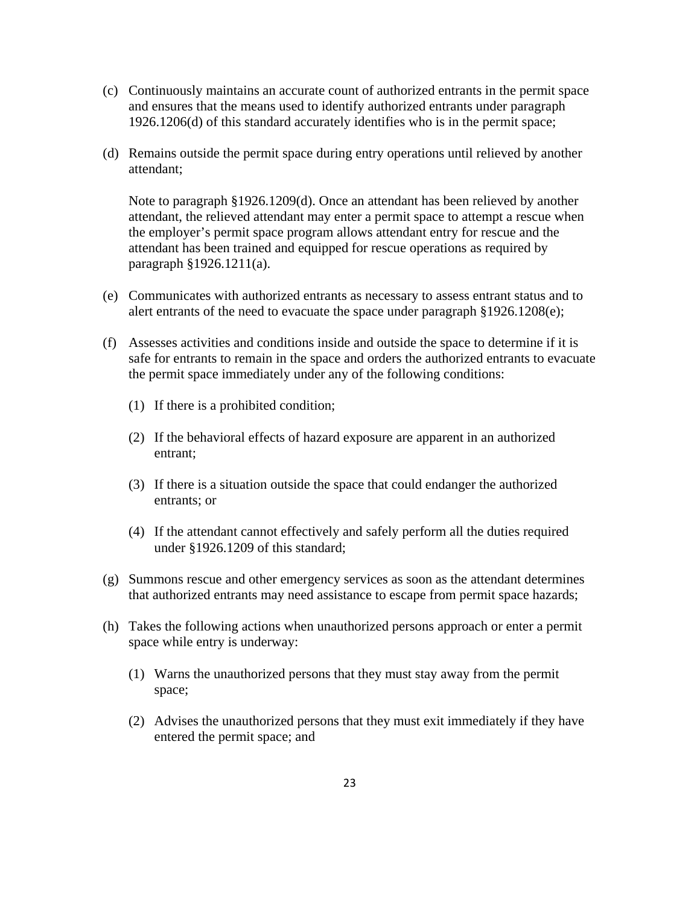(c) Continuously maintains an accurate count of authorized entrants in the permit space and ensures that the means used to identify authorized entrants under paragraph 1926.1206(d) of this standard accurately identifies who is in the permit space;

(d) Remains outside the permit space during entry operations until relieved by another attendant;

Note to paragraph §1926.1209(d). Once an attendant has been relieved by another attendant, the relieved attendant may enter a permit space to attempt a rescue when the employer's permit space program allows attendant entry for rescue and the attendant has been trained and equipped for rescue operations as required by paragraph §1926.1211(a).

(e) Communicates with authorized entrants as necessary to assess entrant status and to alert entrants of the need to evacuate the space under paragraph §1926.1208(e);

(f) Assesses activities and conditions inside and outside the space to determine if it is safe for entrants to remain in the space and orders the authorized entrants to evacuate the permit space immediately under any of the following conditions:

(1) If there is a prohibited condition;

(2) If the behavioral effects of hazard exposure are apparent in an authorized entrant;

(3) If there is a situation outside the space that could endanger the authorized entrants; or

(4) If the attendant cannot effectively and safely perform all the duties required under §1926.1209 of this standard;

(g) Summons rescue and other emergency services as soon as the attendant determines that authorized entrants may need assistance to escape from permit space hazards;

(h) Takes the following actions when unauthorized persons approach or enter a permit space while entry is underway:

(1) Warns the unauthorized persons that they must stay away from the permit space;

(2) Advises the unauthorized persons that they must exit immediately if they have entered the permit space; and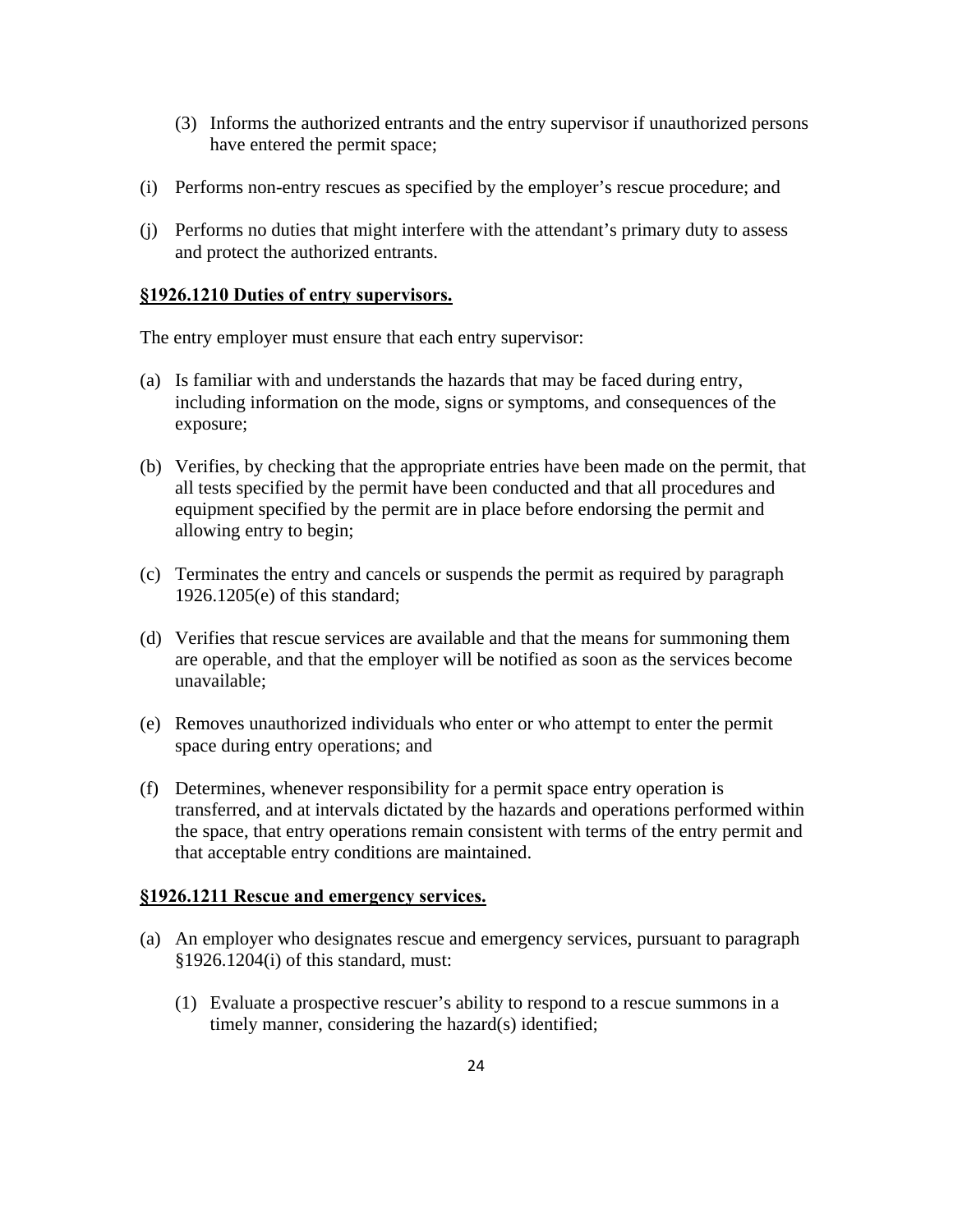(3) Informs the authorized entrants and the entry supervisor if unauthorized persons have entered the permit space;

(i) Performs non-entry rescues as specified by the employer's rescue procedure; and

(j) Performs no duties that might interfere with the attendant's primary duty to assess and protect the authorized entrants.

**§1926.1210 Duties of entry supervisors.**

The entry employer must ensure that each entry supervisor:

(a) Is familiar with and understands the hazards that may be faced during entry, including information on the mode, signs or symptoms, and consequences of the exposure;

(b) Verifies, by checking that the appropriate entries have been made on the permit, that all tests specified by the permit have been conducted and that all procedures and equipment specified by the permit are in place before endorsing the permit and allowing entry to begin;

(c) Terminates the entry and cancels or suspends the permit as required by paragraph 1926.1205(e) of this standard;

(d) Verifies that rescue services are available and that the means for summoning them are operable, and that the employer will be notified as soon as the services become unavailable;

(e) Removes unauthorized individuals who enter or who attempt to enter the permit space during entry operations; and

(f) Determines, whenever responsibility for a permit space entry operation is transferred, and at intervals dictated by the hazards and operations performed within the space, that entry operations remain consistent with terms of the entry permit and that acceptable entry conditions are maintained.

**§1926.1211 Rescue and emergency services.**

(a) An employer who designates rescue and emergency services, pursuant to paragraph §1926.1204(i) of this standard, must:

(1) Evaluate a prospective rescuer's ability to respond to a rescue summons in a timely manner, considering the hazard(s) identified;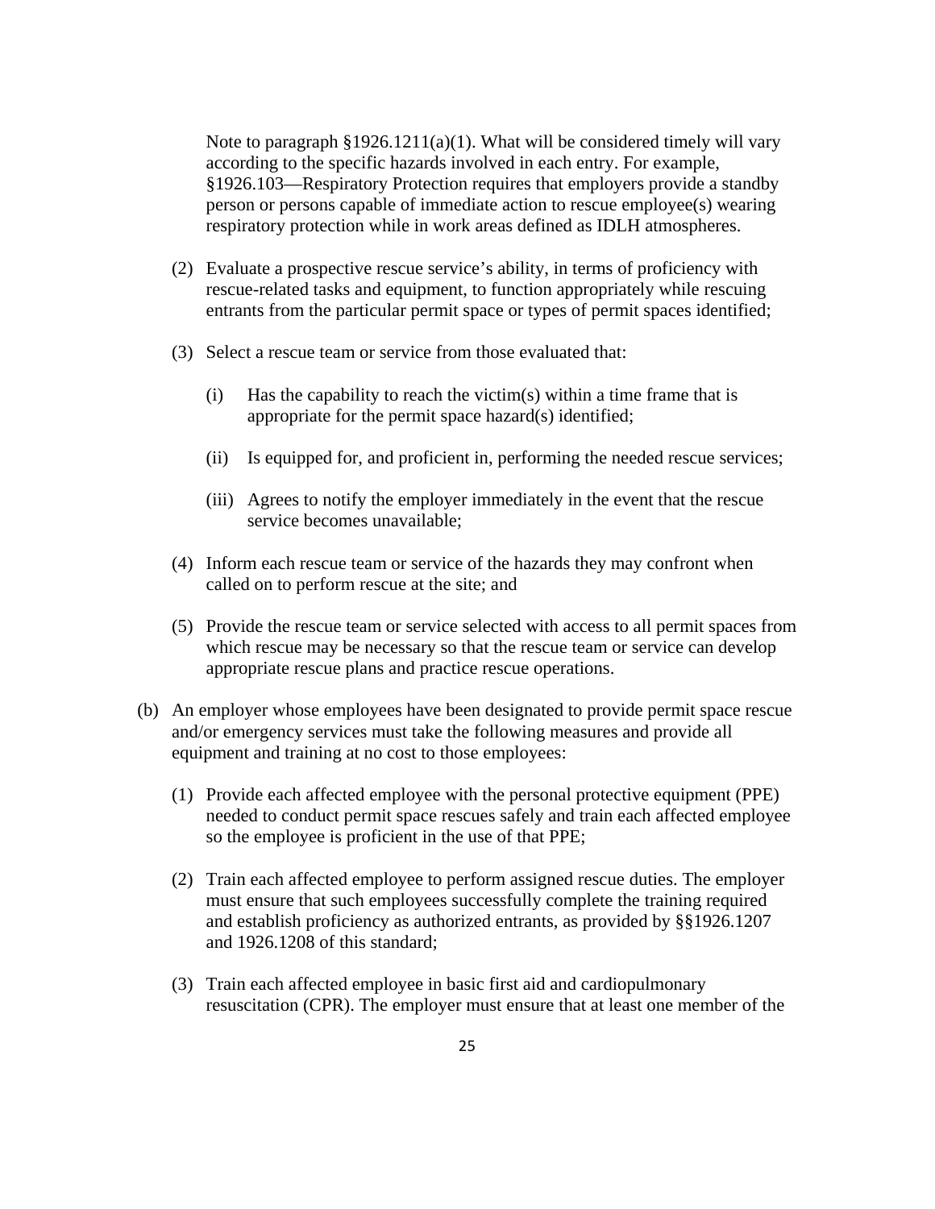Note to paragraph §1926.1211(a)(1). What will be considered timely will vary according to the specific hazards involved in each entry. For example, §1926.103—Respiratory Protection requires that employers provide a standby person or persons capable of immediate action to rescue employee(s) wearing respiratory protection while in work areas defined as IDLH atmospheres.

(2) Evaluate a prospective rescue service's ability, in terms of proficiency with rescue-related tasks and equipment, to function appropriately while rescuing entrants from the particular permit space or types of permit spaces identified;

(3) Select a rescue team or service from those evaluated that:

(i) Has the capability to reach the victim(s) within a time frame that is appropriate for the permit space hazard(s) identified;

(ii) Is equipped for, and proficient in, performing the needed rescue services;

(iii) Agrees to notify the employer immediately in the event that the rescue service becomes unavailable;

(4) Inform each rescue team or service of the hazards they may confront when called on to perform rescue at the site; and

(5) Provide the rescue team or service selected with access to all permit spaces from which rescue may be necessary so that the rescue team or service can develop appropriate rescue plans and practice rescue operations.

(b) An employer whose employees have been designated to provide permit space rescue and/or emergency services must take the following measures and provide all equipment and training at no cost to those employees:

(1) Provide each affected employee with the personal protective equipment (PPE) needed to conduct permit space rescues safely and train each affected employee so the employee is proficient in the use of that PPE;

(2) Train each affected employee to perform assigned rescue duties. The employer must ensure that such employees successfully complete the training required and establish proficiency as authorized entrants, as provided by §§1926.1207 and 1926.1208 of this standard;

(3) Train each affected employee in basic first aid and cardiopulmonary resuscitation (CPR). The employer must ensure that at least one member of the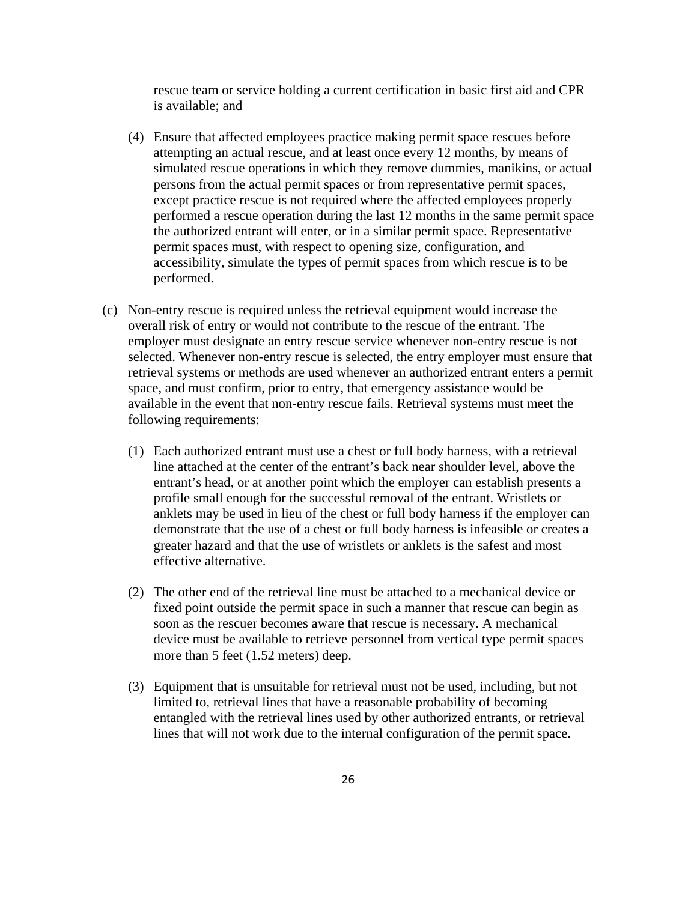rescue team or service holding a current certification in basic first aid and CPR is available; and

(4) Ensure that affected employees practice making permit space rescues before attempting an actual rescue, and at least once every 12 months, by means of simulated rescue operations in which they remove dummies, manikins, or actual persons from the actual permit spaces or from representative permit spaces, except practice rescue is not required where the affected employees properly performed a rescue operation during the last 12 months in the same permit space the authorized entrant will enter, or in a similar permit space. Representative permit spaces must, with respect to opening size, configuration, and accessibility, simulate the types of permit spaces from which rescue is to be performed.

(c) Non-entry rescue is required unless the retrieval equipment would increase the overall risk of entry or would not contribute to the rescue of the entrant. The employer must designate an entry rescue service whenever non-entry rescue is not selected. Whenever non-entry rescue is selected, the entry employer must ensure that retrieval systems or methods are used whenever an authorized entrant enters a permit space, and must confirm, prior to entry, that emergency assistance would be available in the event that non-entry rescue fails. Retrieval systems must meet the following requirements:

(1) Each authorized entrant must use a chest or full body harness, with a retrieval line attached at the center of the entrant's back near shoulder level, above the entrant's head, or at another point which the employer can establish presents a profile small enough for the successful removal of the entrant. Wristlets or anklets may be used in lieu of the chest or full body harness if the employer can demonstrate that the use of a chest or full body harness is infeasible or creates a greater hazard and that the use of wristlets or anklets is the safest and most effective alternative.

(2) The other end of the retrieval line must be attached to a mechanical device or fixed point outside the permit space in such a manner that rescue can begin as soon as the rescuer becomes aware that rescue is necessary. A mechanical device must be available to retrieve personnel from vertical type permit spaces more than 5 feet (1.52 meters) deep.

(3) Equipment that is unsuitable for retrieval must not be used, including, but not limited to, retrieval lines that have a reasonable probability of becoming entangled with the retrieval lines used by other authorized entrants, or retrieval lines that will not work due to the internal configuration of the permit space.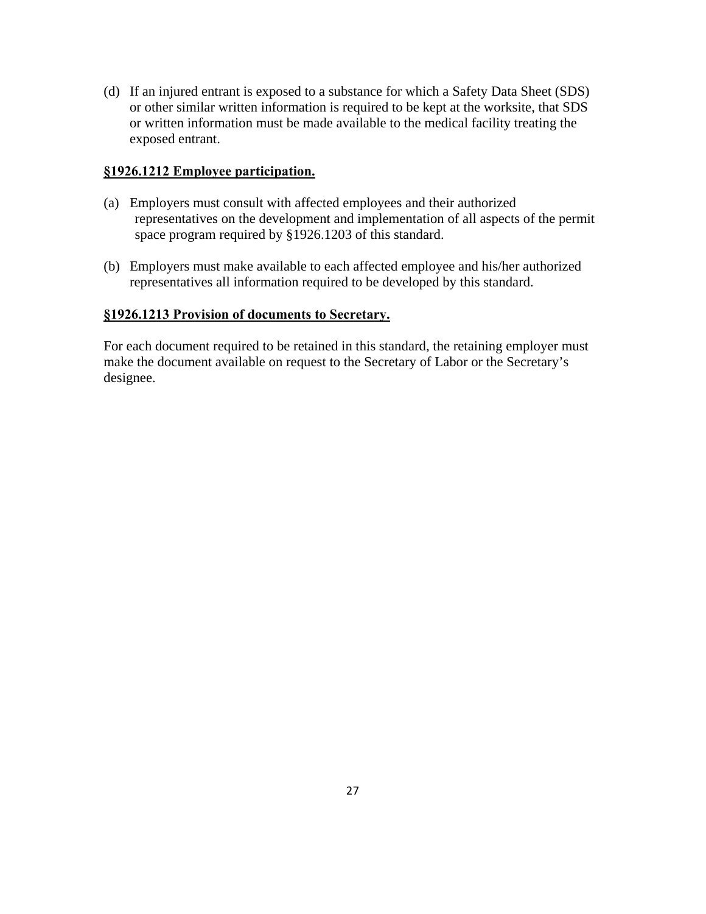(d) If an injured entrant is exposed to a substance for which a Safety Data Sheet (SDS) or other similar written information is required to be kept at the worksite, that SDS or written information must be made available to the medical facility treating the exposed entrant.

**§1926.1212 Employee participation.**

(a) Employers must consult with affected employees and their authorized representatives on the development and implementation of all aspects of the permit space program required by §1926.1203 of this standard.

(b) Employers must make available to each affected employee and his/her authorized representatives all information required to be developed by this standard.

**§1926.1213 Provision of documents to Secretary.**

For each document required to be retained in this standard, the retaining employer must make the document available on request to the Secretary of Labor or the Secretary's designee.